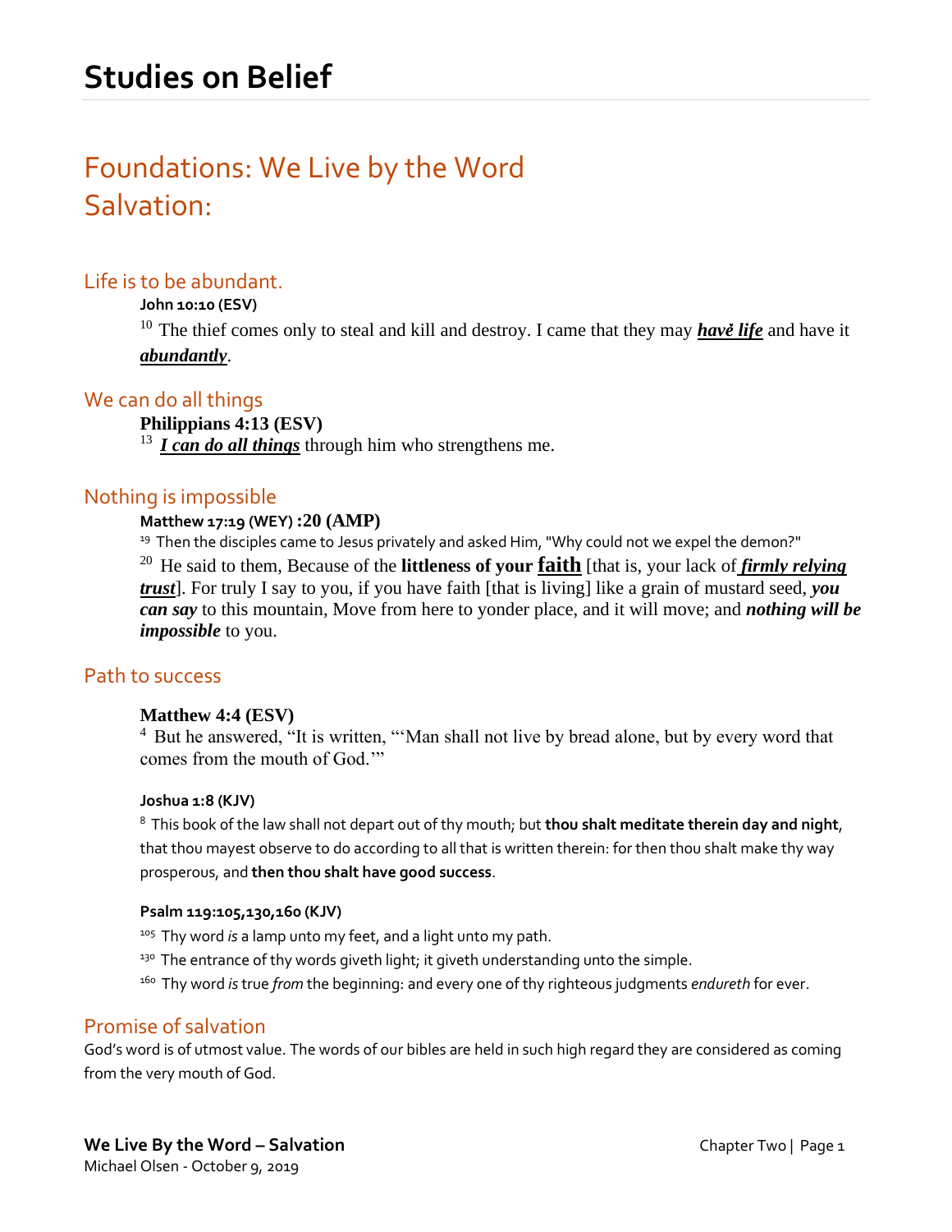# Studies on Belief

## Foundations: We Live by the Word
## Salvation:

### Life is to be abundant.

**John 10:10 (ESV)**

[10] The thief comes only to steal and kill and destroy. I came that they may ***havė life*** and have it ***abundantly***.

### We can do all things

**Philippians 4:13 (ESV)**

[13] ***I can do all things*** through him who strengthens me.

### Nothing is impossible

**Matthew 17:19 (WEY) :20 (AMP)**

[19] Then the disciples came to Jesus privately and asked Him, "Why could not we expel the demon?"

[20] He said to them, Because of the **littleness of your faith** [that is, your lack of ***firmly relying trust***]. For truly I say to you, if you have faith [that is living] like a grain of mustard seed, ***you can say*** to this mountain, Move from here to yonder place, and it will move; and ***nothing will be impossible*** to you.

### Path to success

**Matthew 4:4 (ESV)**

[4] But he answered, "It is written, "'Man shall not live by bread alone, but by every word that comes from the mouth of God.'"

**Joshua 1:8 (KJV)**

[8] This book of the law shall not depart out of thy mouth; but **thou shalt meditate therein day and night**, that thou mayest observe to do according to all that is written therein: for then thou shalt make thy way prosperous, and **then thou shalt have good success**.

**Psalm 119:105,130,160 (KJV)**

[105] Thy word *is* a lamp unto my feet, and a light unto my path.

[130] The entrance of thy words giveth light; it giveth understanding unto the simple.

[160] Thy word *is* true *from* the beginning: and every one of thy righteous judgments *endureth* for ever.

### Promise of salvation

God's word is of utmost value. The words of our bibles are held in such high regard they are considered as coming from the very mouth of God.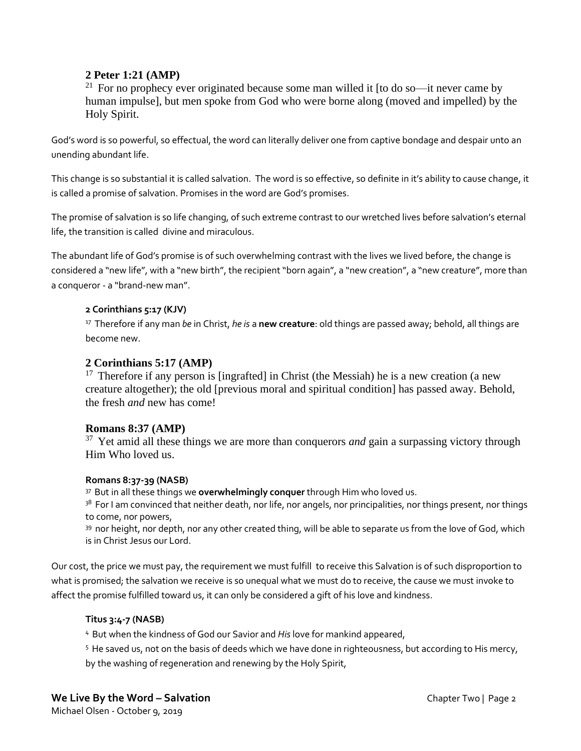**2 Peter 1:21 (AMP)**

[21] For no prophecy ever originated because some man willed it [to do so—it never came by human impulse], but men spoke from God who were borne along (moved and impelled) by the Holy Spirit.

God's word is so powerful, so effectual, the word can literally deliver one from captive bondage and despair unto an unending abundant life.

This change is so substantial it is called salvation. The word is so effective, so definite in it's ability to cause change, it is called a promise of salvation. Promises in the word are God's promises.

The promise of salvation is so life changing, of such extreme contrast to our wretched lives before salvation's eternal life, the transition is called divine and miraculous.

The abundant life of God's promise is of such overwhelming contrast with the lives we lived before, the change is considered a "new life", with a "new birth", the recipient "born again", a "new creation", a "new creature", more than a conqueror - a "brand-new man".

**2 Corinthians 5:17 (KJV)**

[17] Therefore if any man *be* in Christ, *he is* a **new creature**: old things are passed away; behold, all things are become new.

**2 Corinthians 5:17 (AMP)**

[17] Therefore if any person is [ingrafted] in Christ (the Messiah) he is a new creation (a new creature altogether); the old [previous moral and spiritual condition] has passed away. Behold, the fresh *and* new has come!

**Romans 8:37 (AMP)**

[37] Yet amid all these things we are more than conquerors *and* gain a surpassing victory through Him Who loved us.

**Romans 8:37-39 (NASB)**

[37] But in all these things we **overwhelmingly conquer** through Him who loved us.
[38] For I am convinced that neither death, nor life, nor angels, nor principalities, nor things present, nor things to come, nor powers,
[39] nor height, nor depth, nor any other created thing, will be able to separate us from the love of God, which is in Christ Jesus our Lord.

Our cost, the price we must pay, the requirement we must fulfill to receive this Salvation is of such disproportion to what is promised; the salvation we receive is so unequal what we must do to receive, the cause we must invoke to affect the promise fulfilled toward us, it can only be considered a gift of his love and kindness.

**Titus 3:4-7 (NASB)**

[4] But when the kindness of God our Savior and *His* love for mankind appeared,

[5] He saved us, not on the basis of deeds which we have done in righteousness, but according to His mercy, by the washing of regeneration and renewing by the Holy Spirit,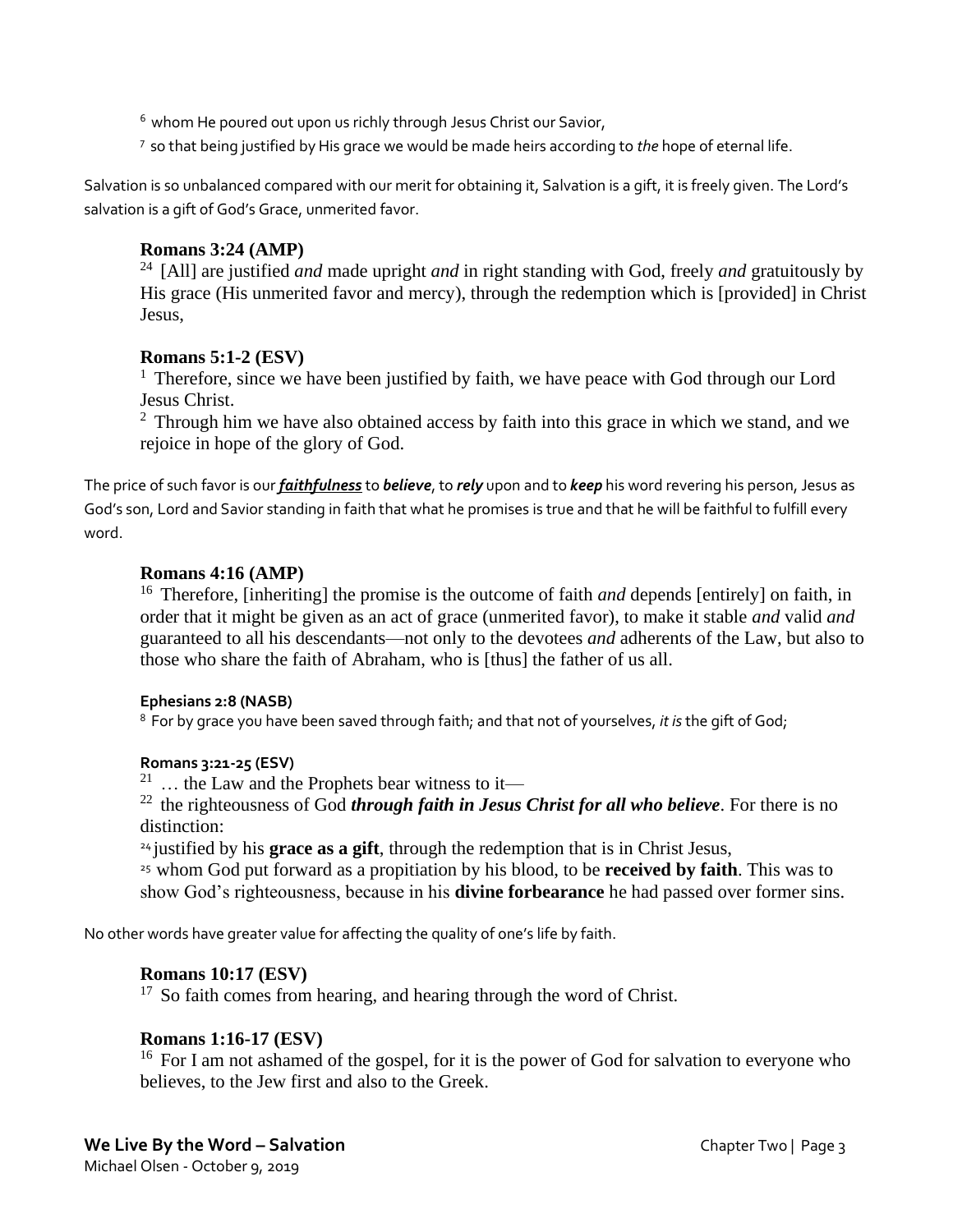[6] whom He poured out upon us richly through Jesus Christ our Savior,

[7] so that being justified by His grace we would be made heirs according to *the* hope of eternal life.

Salvation is so unbalanced compared with our merit for obtaining it, Salvation is a gift, it is freely given. The Lord's salvation is a gift of God's Grace, unmerited favor.

**Romans 3:24 (AMP)**

[24] [All] are justified *and* made upright *and* in right standing with God, freely *and* gratuitously by His grace (His unmerited favor and mercy), through the redemption which is [provided] in Christ Jesus,

**Romans 5:1-2 (ESV)**

[1] Therefore, since we have been justified by faith, we have peace with God through our Lord Jesus Christ.

[2] Through him we have also obtained access by faith into this grace in which we stand, and we rejoice in hope of the glory of God.

The price of such favor is our ***faithfulness*** to ***believe***, to ***rely*** upon and to ***keep*** his word revering his person, Jesus as God's son, Lord and Savior standing in faith that what he promises is true and that he will be faithful to fulfill every word.

**Romans 4:16 (AMP)**

[16] Therefore, [inheriting] the promise is the outcome of faith *and* depends [entirely] on faith, in order that it might be given as an act of grace (unmerited favor), to make it stable *and* valid *and* guaranteed to all his descendants—not only to the devotees *and* adherents of the Law, but also to those who share the faith of Abraham, who is [thus] the father of us all.

**Ephesians 2:8 (NASB)**

[8] For by grace you have been saved through faith; and that not of yourselves, *it is* the gift of God;

**Romans 3:21-25 (ESV)**

[21] … the Law and the Prophets bear witness to it—

[22] the righteousness of God ***through faith in Jesus Christ for all who believe***. For there is no distinction:

[24] justified by his **grace as a gift**, through the redemption that is in Christ Jesus,

[25] whom God put forward as a propitiation by his blood, to be **received by faith**. This was to show God's righteousness, because in his **divine forbearance** he had passed over former sins.

No other words have greater value for affecting the quality of one's life by faith.

**Romans 10:17 (ESV)**

[17] So faith comes from hearing, and hearing through the word of Christ.

**Romans 1:16-17 (ESV)**

[16] For I am not ashamed of the gospel, for it is the power of God for salvation to everyone who believes, to the Jew first and also to the Greek.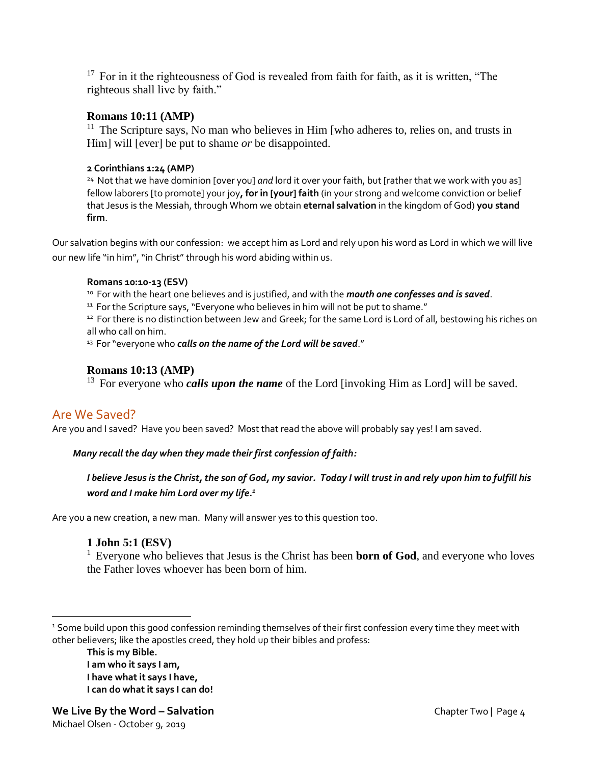[17] For in it the righteousness of God is revealed from faith for faith, as it is written, "The righteous shall live by faith."

**Romans 10:11 (AMP)**

[11] The Scripture says, No man who believes in Him [who adheres to, relies on, and trusts in Him] will [ever] be put to shame *or* be disappointed.

**2 Corinthians 1:24 (AMP)**

[24] Not that we have dominion [over you] *and* lord it over your faith, but [rather that we work with you as] fellow laborers [to promote] your joy**, for in [your] faith** (in your strong and welcome conviction or belief that Jesus is the Messiah, through Whom we obtain **eternal salvation** in the kingdom of God) **you stand firm**.

Our salvation begins with our confession: we accept him as Lord and rely upon his word as Lord in which we will live our new life "in him", "in Christ" through his word abiding within us.

**Romans 10:10-13 (ESV)**

[10] For with the heart one believes and is justified, and with the ***mouth one confesses and is saved***.
[11] For the Scripture says, "Everyone who believes in him will not be put to shame."
[12] For there is no distinction between Jew and Greek; for the same Lord is Lord of all, bestowing his riches on all who call on him.
[13] For "everyone who ***calls on the name of the Lord will be saved***."

**Romans 10:13 (AMP)**

[13] For everyone who ***calls upon the name*** of the Lord [invoking Him as Lord] will be saved.

## Are We Saved?

Are you and I saved? Have you been saved? Most that read the above will probably say yes! I am saved.

***Many recall the day when they made their first confession of faith:***

***I believe Jesus is the Christ, the son of God, my savior. Today I will trust in and rely upon him to fulfill his word and I make him Lord over my life.***[1]

Are you a new creation, a new man. Many will answer yes to this question too.

**1 John 5:1 (ESV)**

[1] Everyone who believes that Jesus is the Christ has been **born of God**, and everyone who loves the Father loves whoever has been born of him.

---

[1] Some build upon this good confession reminding themselves of their first confession every time they meet with other believers; like the apostles creed, they hold up their bibles and profess:

**This is my Bible.**
**I am who it says I am,**
**I have what it says I have,**
**I can do what it says I can do!**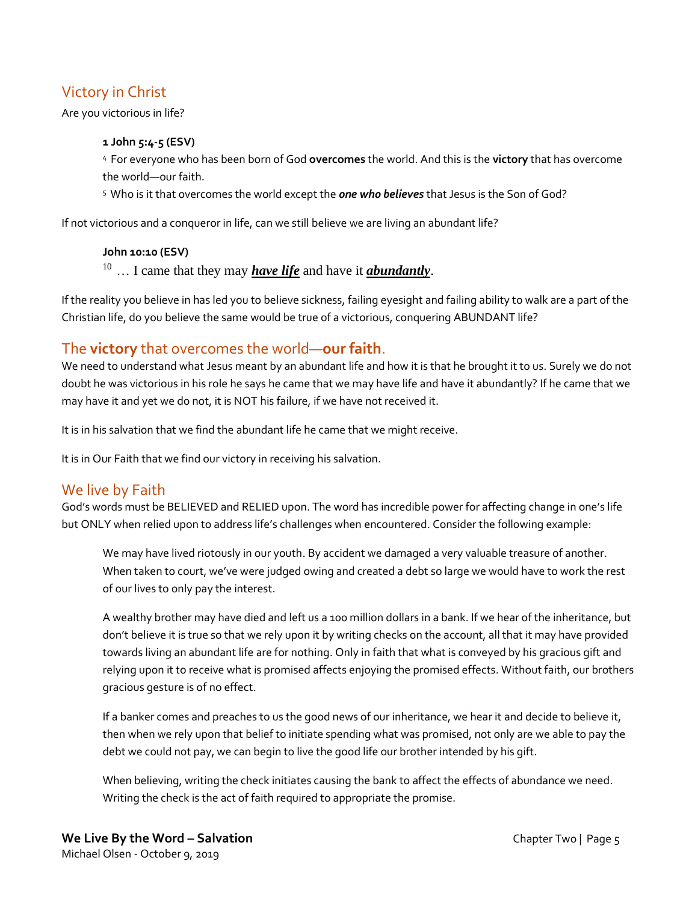## Victory in Christ

Are you victorious in life?

> **1 John 5:4-5 (ESV)**
>
> [4] For everyone who has been born of God **overcomes** the world. And this is the **victory** that has overcome the world—our faith.
>
> [5] Who is it that overcomes the world except the ***one who believes*** that Jesus is the Son of God?

If not victorious and a conqueror in life, can we still believe we are living an abundant life?

> **John 10:10 (ESV)**
>
> [10] … I came that they may ***have life*** and have it ***abundantly***.

If the reality you believe in has led you to believe sickness, failing eyesight and failing ability to walk are a part of the Christian life, do you believe the same would be true of a victorious, conquering ABUNDANT life?

## The **victory** that overcomes the world—**our faith**.

We need to understand what Jesus meant by an abundant life and how it is that he brought it to us. Surely we do not doubt he was victorious in his role he says he came that we may have life and have it abundantly? If he came that we may have it and yet we do not, it is NOT his failure, if we have not received it.

It is in his salvation that we find the abundant life he came that we might receive.

It is in Our Faith that we find our victory in receiving his salvation.

## We live by Faith

God's words must be BELIEVED and RELIED upon. The word has incredible power for affecting change in one's life but ONLY when relied upon to address life's challenges when encountered. Consider the following example:

> We may have lived riotously in our youth. By accident we damaged a very valuable treasure of another. When taken to court, we've were judged owing and created a debt so large we would have to work the rest of our lives to only pay the interest.
>
> A wealthy brother may have died and left us a 100 million dollars in a bank. If we hear of the inheritance, but don't believe it is true so that we rely upon it by writing checks on the account, all that it may have provided towards living an abundant life are for nothing. Only in faith that what is conveyed by his gracious gift and relying upon it to receive what is promised affects enjoying the promised effects. Without faith, our brothers gracious gesture is of no effect.
>
> If a banker comes and preaches to us the good news of our inheritance, we hear it and decide to believe it, then when we rely upon that belief to initiate spending what was promised, not only are we able to pay the debt we could not pay, we can begin to live the good life our brother intended by his gift.
>
> When believing, writing the check initiates causing the bank to affect the effects of abundance we need. Writing the check is the act of faith required to appropriate the promise.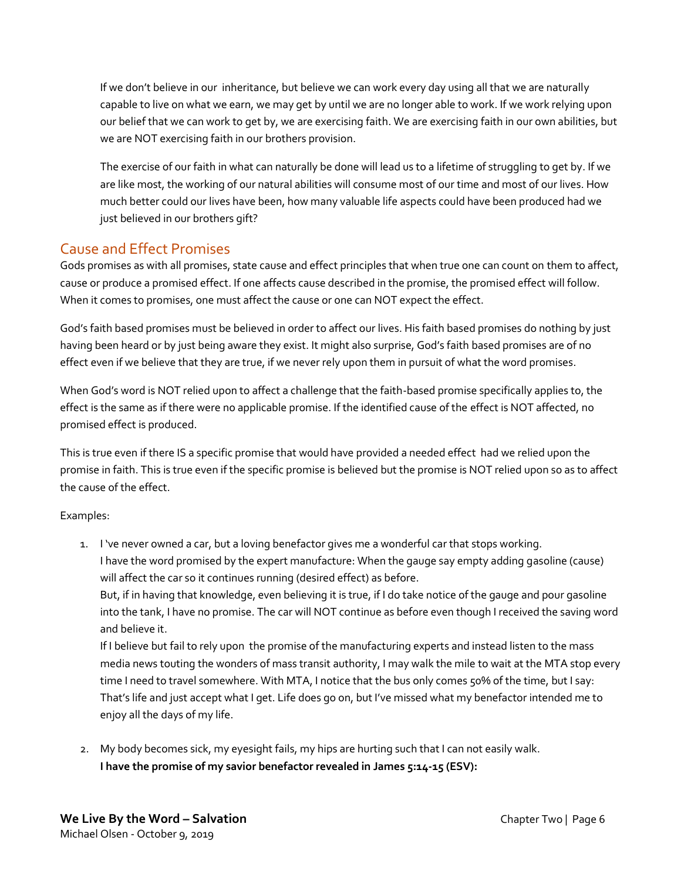If we don't believe in our inheritance, but believe we can work every day using all that we are naturally capable to live on what we earn, we may get by until we are no longer able to work. If we work relying upon our belief that we can work to get by, we are exercising faith. We are exercising faith in our own abilities, but we are NOT exercising faith in our brothers provision.

The exercise of our faith in what can naturally be done will lead us to a lifetime of struggling to get by. If we are like most, the working of our natural abilities will consume most of our time and most of our lives. How much better could our lives have been, how many valuable life aspects could have been produced had we just believed in our brothers gift?

## Cause and Effect Promises

Gods promises as with all promises, state cause and effect principles that when true one can count on them to affect, cause or produce a promised effect. If one affects cause described in the promise, the promised effect will follow. When it comes to promises, one must affect the cause or one can NOT expect the effect.

God's faith based promises must be believed in order to affect our lives. His faith based promises do nothing by just having been heard or by just being aware they exist. It might also surprise, God's faith based promises are of no effect even if we believe that they are true, if we never rely upon them in pursuit of what the word promises.

When God's word is NOT relied upon to affect a challenge that the faith-based promise specifically applies to, the effect is the same as if there were no applicable promise. If the identified cause of the effect is NOT affected, no promised effect is produced.

This is true even if there IS a specific promise that would have provided a needed effect had we relied upon the promise in faith. This is true even if the specific promise is believed but the promise is NOT relied upon so as to affect the cause of the effect.

Examples:

1. I 've never owned a car, but a loving benefactor gives me a wonderful car that stops working.
   I have the word promised by the expert manufacture: When the gauge say empty adding gasoline (cause) will affect the car so it continues running (desired effect) as before.
   But, if in having that knowledge, even believing it is true, if I do take notice of the gauge and pour gasoline into the tank, I have no promise. The car will NOT continue as before even though I received the saving word and believe it.
   If I believe but fail to rely upon the promise of the manufacturing experts and instead listen to the mass media news touting the wonders of mass transit authority, I may walk the mile to wait at the MTA stop every time I need to travel somewhere. With MTA, I notice that the bus only comes 50% of the time, but I say: That's life and just accept what I get. Life does go on, but I've missed what my benefactor intended me to enjoy all the days of my life.

2. My body becomes sick, my eyesight fails, my hips are hurting such that I can not easily walk.
   **I have the promise of my savior benefactor revealed in James 5:14-15 (ESV):**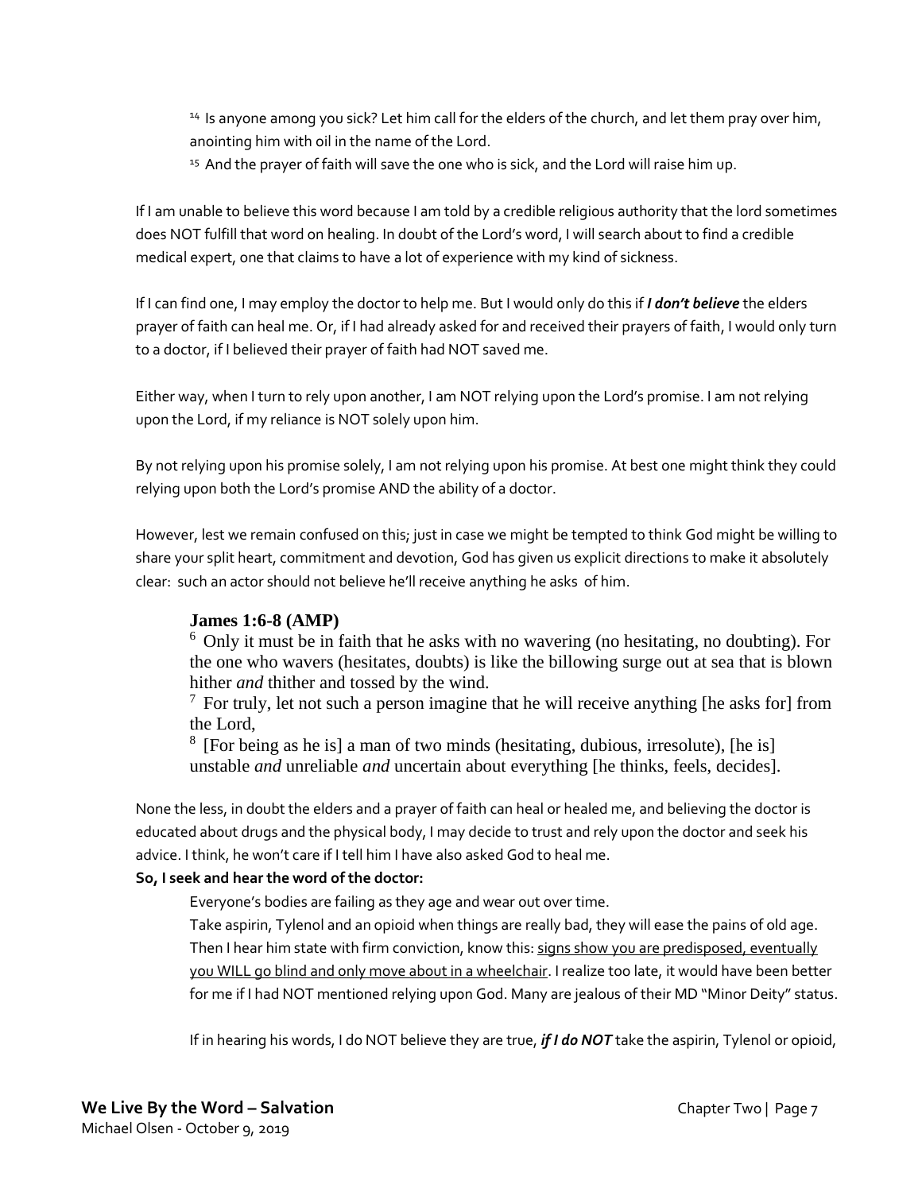> [14] Is anyone among you sick? Let him call for the elders of the church, and let them pray over him, anointing him with oil in the name of the Lord.
> [15] And the prayer of faith will save the one who is sick, and the Lord will raise him up.

If I am unable to believe this word because I am told by a credible religious authority that the lord sometimes does NOT fulfill that word on healing. In doubt of the Lord's word, I will search about to find a credible medical expert, one that claims to have a lot of experience with my kind of sickness.

If I can find one, I may employ the doctor to help me. But I would only do this if ***I don't believe*** the elders prayer of faith can heal me. Or, if I had already asked for and received their prayers of faith, I would only turn to a doctor, if I believed their prayer of faith had NOT saved me.

Either way, when I turn to rely upon another, I am NOT relying upon the Lord's promise. I am not relying upon the Lord, if my reliance is NOT solely upon him.

By not relying upon his promise solely, I am not relying upon his promise. At best one might think they could relying upon both the Lord's promise AND the ability of a doctor.

However, lest we remain confused on this; just in case we might be tempted to think God might be willing to share your split heart, commitment and devotion, God has given us explicit directions to make it absolutely clear: such an actor should not believe he'll receive anything he asks of him.

> **James 1:6-8 (AMP)**
>
> [6] Only it must be in faith that he asks with no wavering (no hesitating, no doubting). For the one who wavers (hesitates, doubts) is like the billowing surge out at sea that is blown hither *and* thither and tossed by the wind.
>
> [7] For truly, let not such a person imagine that he will receive anything [he asks for] from the Lord,
>
> [8] [For being as he is] a man of two minds (hesitating, dubious, irresolute), [he is] unstable *and* unreliable *and* uncertain about everything [he thinks, feels, decides].

None the less, in doubt the elders and a prayer of faith can heal or healed me, and believing the doctor is educated about drugs and the physical body, I may decide to trust and rely upon the doctor and seek his advice. I think, he won't care if I tell him I have also asked God to heal me.

**So, I seek and hear the word of the doctor:**

> Everyone's bodies are failing as they age and wear out over time.
>
> Take aspirin, Tylenol and an opioid when things are really bad, they will ease the pains of old age. Then I hear him state with firm conviction, know this: <u>signs show you are predisposed, eventually you WILL go blind and only move about in a wheelchair</u>. I realize too late, it would have been better for me if I had NOT mentioned relying upon God. Many are jealous of their MD "Minor Deity" status.
>
> If in hearing his words, I do NOT believe they are true, ***if I do NOT*** take the aspirin, Tylenol or opioid,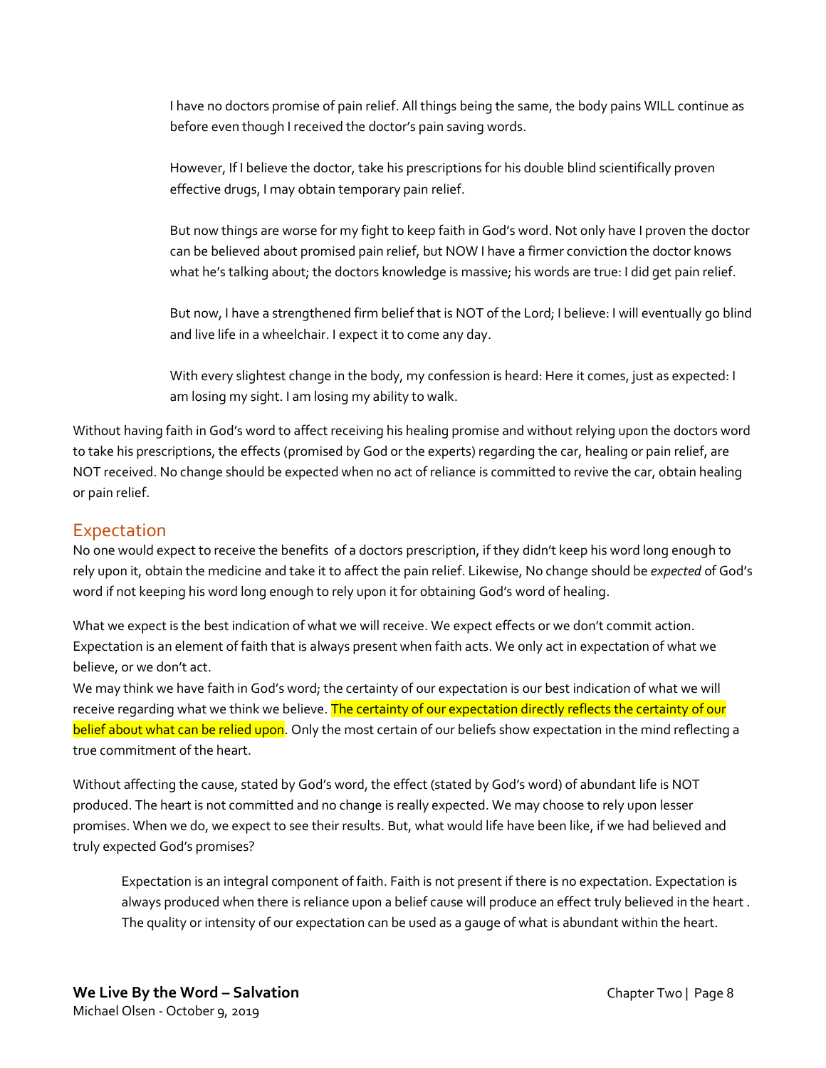> I have no doctors promise of pain relief. All things being the same, the body pains WILL continue as before even though I received the doctor's pain saving words.
>
> However, If I believe the doctor, take his prescriptions for his double blind scientifically proven effective drugs, I may obtain temporary pain relief.
>
> But now things are worse for my fight to keep faith in God's word. Not only have I proven the doctor can be believed about promised pain relief, but NOW I have a firmer conviction the doctor knows what he's talking about; the doctors knowledge is massive; his words are true: I did get pain relief.
>
> But now, I have a strengthened firm belief that is NOT of the Lord; I believe: I will eventually go blind and live life in a wheelchair. I expect it to come any day.
>
> With every slightest change in the body, my confession is heard: Here it comes, just as expected: I am losing my sight. I am losing my ability to walk.

Without having faith in God's word to affect receiving his healing promise and without relying upon the doctors word to take his prescriptions, the effects (promised by God or the experts) regarding the car, healing or pain relief, are NOT received. No change should be expected when no act of reliance is committed to revive the car, obtain healing or pain relief.

## Expectation

No one would expect to receive the benefits of a doctors prescription, if they didn't keep his word long enough to rely upon it, obtain the medicine and take it to affect the pain relief. Likewise, No change should be *expected* of God's word if not keeping his word long enough to rely upon it for obtaining God's word of healing.

What we expect is the best indication of what we will receive. We expect effects or we don't commit action. Expectation is an element of faith that is always present when faith acts. We only act in expectation of what we believe, or we don't act.

We may think we have faith in God's word; the certainty of our expectation is our best indication of what we will receive regarding what we think we believe. The certainty of our expectation directly reflects the certainty of our belief about what can be relied upon. Only the most certain of our beliefs show expectation in the mind reflecting a true commitment of the heart.

Without affecting the cause, stated by God's word, the effect (stated by God's word) of abundant life is NOT produced. The heart is not committed and no change is really expected. We may choose to rely upon lesser promises. When we do, we expect to see their results. But, what would life have been like, if we had believed and truly expected God's promises?

> Expectation is an integral component of faith. Faith is not present if there is no expectation. Expectation is always produced when there is reliance upon a belief cause will produce an effect truly believed in the heart. The quality or intensity of our expectation can be used as a gauge of what is abundant within the heart.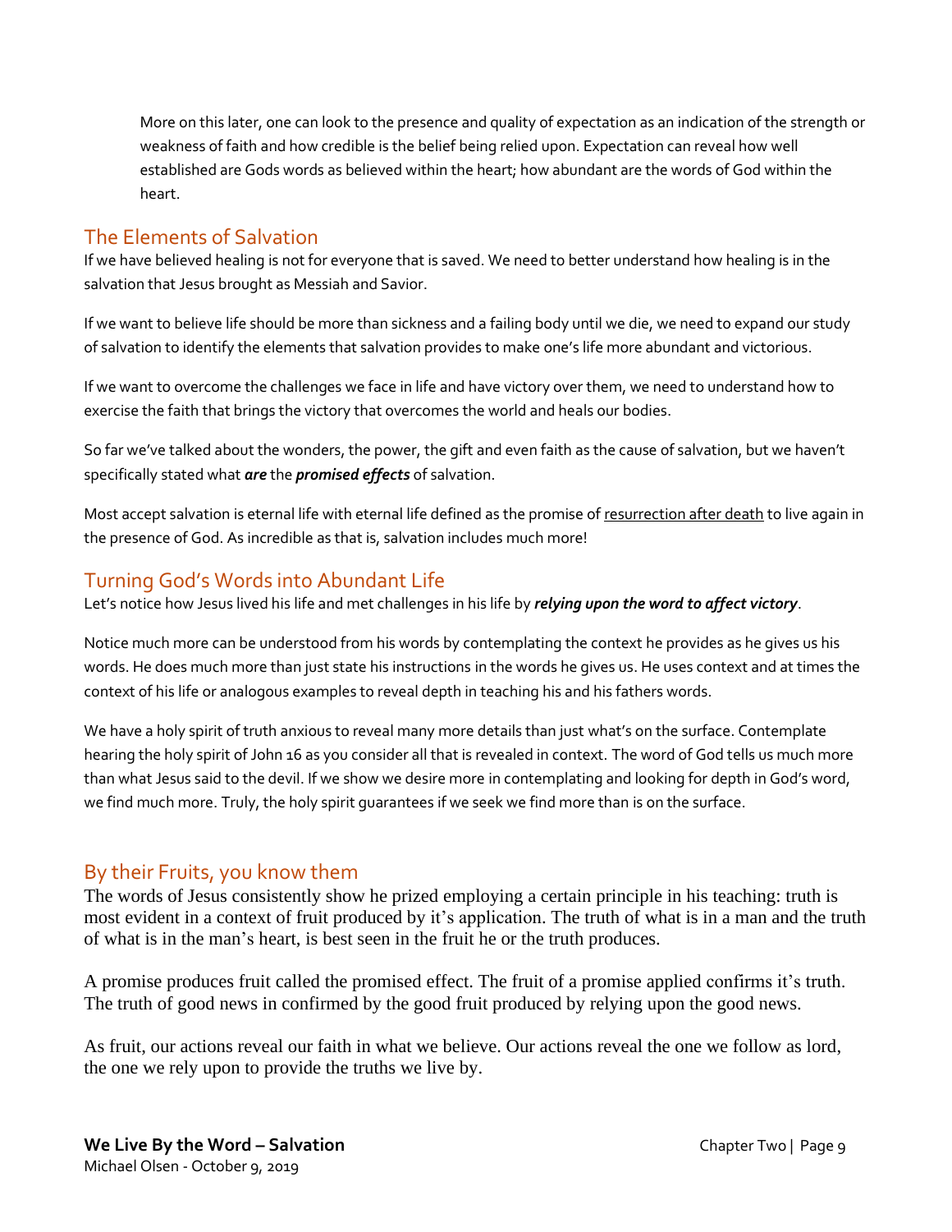More on this later, one can look to the presence and quality of expectation as an indication of the strength or weakness of faith and how credible is the belief being relied upon. Expectation can reveal how well established are Gods words as believed within the heart; how abundant are the words of God within the heart.

## The Elements of Salvation

If we have believed healing is not for everyone that is saved. We need to better understand how healing is in the salvation that Jesus brought as Messiah and Savior.

If we want to believe life should be more than sickness and a failing body until we die, we need to expand our study of salvation to identify the elements that salvation provides to make one's life more abundant and victorious.

If we want to overcome the challenges we face in life and have victory over them, we need to understand how to exercise the faith that brings the victory that overcomes the world and heals our bodies.

So far we've talked about the wonders, the power, the gift and even faith as the cause of salvation, but we haven't specifically stated what ***are*** the ***promised effects*** of salvation.

Most accept salvation is eternal life with eternal life defined as the promise of <u>resurrection after death</u> to live again in the presence of God. As incredible as that is, salvation includes much more!

## Turning God's Words into Abundant Life

Let's notice how Jesus lived his life and met challenges in his life by ***relying upon the word to affect victory***.

Notice much more can be understood from his words by contemplating the context he provides as he gives us his words. He does much more than just state his instructions in the words he gives us. He uses context and at times the context of his life or analogous examples to reveal depth in teaching his and his fathers words.

We have a holy spirit of truth anxious to reveal many more details than just what's on the surface. Contemplate hearing the holy spirit of John 16 as you consider all that is revealed in context. The word of God tells us much more than what Jesus said to the devil. If we show we desire more in contemplating and looking for depth in God's word, we find much more. Truly, the holy spirit guarantees if we seek we find more than is on the surface.

## By their Fruits, you know them

The words of Jesus consistently show he prized employing a certain principle in his teaching: truth is most evident in a context of fruit produced by it's application. The truth of what is in a man and the truth of what is in the man's heart, is best seen in the fruit he or the truth produces.

A promise produces fruit called the promised effect. The fruit of a promise applied confirms it's truth. The truth of good news in confirmed by the good fruit produced by relying upon the good news.

As fruit, our actions reveal our faith in what we believe. Our actions reveal the one we follow as lord, the one we rely upon to provide the truths we live by.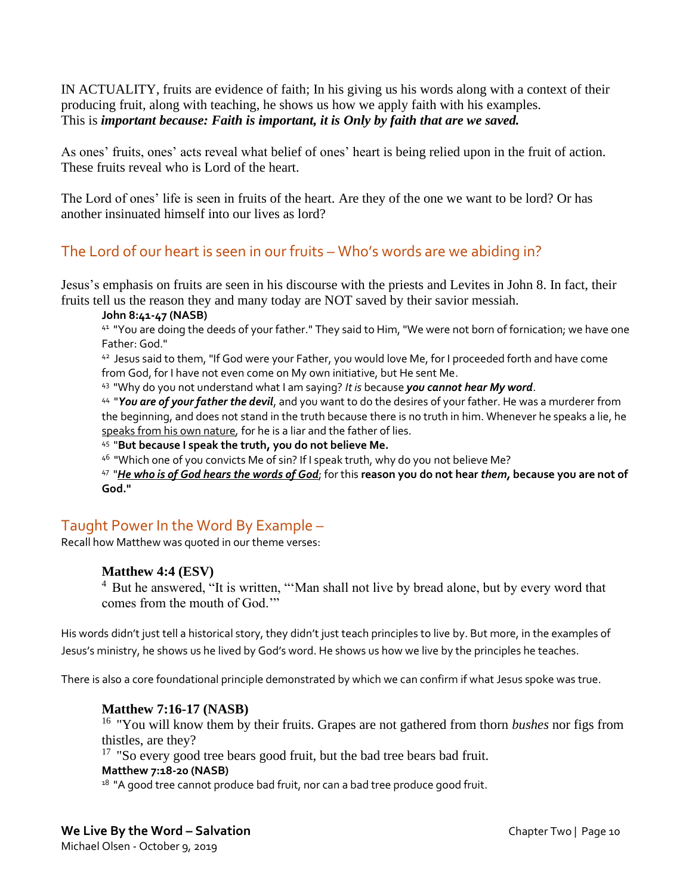IN ACTUALITY, fruits are evidence of faith; In his giving us his words along with a context of their producing fruit, along with teaching, he shows us how we apply faith with his examples.
This is ***important because: Faith is important, it is Only by faith that are we saved.***

As ones' fruits, ones' acts reveal what belief of ones' heart is being relied upon in the fruit of action. These fruits reveal who is Lord of the heart.

The Lord of ones' life is seen in fruits of the heart. Are they of the one we want to be lord? Or has another insinuated himself into our lives as lord?

## The Lord of our heart is seen in our fruits – Who's words are we abiding in?

Jesus's emphasis on fruits are seen in his discourse with the priests and Levites in John 8. In fact, their fruits tell us the reason they and many today are NOT saved by their savior messiah.

> **John 8:41-47 (NASB)**
> [41] "You are doing the deeds of your father." They said to Him, "We were not born of fornication; we have one Father: God."
> [42] Jesus said to them, "If God were your Father, you would love Me, for I proceeded forth and have come from God, for I have not even come on My own initiative, but He sent Me.
> [43] "Why do you not understand what I am saying? *It is* because ***you cannot hear My word***.
> [44] "***You are of your father the devil***, and you want to do the desires of your father. He was a murderer from the beginning, and does not stand in the truth because there is no truth in him. Whenever he speaks a lie, he <u>speaks from his own nature</u>, for he is a liar and the father of lies.
> [45] "**But because I speak the truth, you do not believe Me.**
> [46] "Which one of you convicts Me of sin? If I speak truth, why do you not believe Me?
> [47] "***<u>He who is of God hears the words of God</u>***; for this **reason you do not hear *them*, because you are not of God."**

## Taught Power In the Word By Example –

Recall how Matthew was quoted in our theme verses:

> **Matthew 4:4 (ESV)**
> [4] But he answered, "It is written, "'Man shall not live by bread alone, but by every word that comes from the mouth of God.'"

His words didn't just tell a historical story, they didn't just teach principles to live by. But more, in the examples of Jesus's ministry, he shows us he lived by God's word. He shows us how we live by the principles he teaches.

There is also a core foundational principle demonstrated by which we can confirm if what Jesus spoke was true.

> **Matthew 7:16-17 (NASB)**
> [16] "You will know them by their fruits. Grapes are not gathered from thorn *bushes* nor figs from thistles, are they?
> [17] "So every good tree bears good fruit, but the bad tree bears bad fruit.
> **Matthew 7:18-20 (NASB)**
> [18] "A good tree cannot produce bad fruit, nor can a bad tree produce good fruit.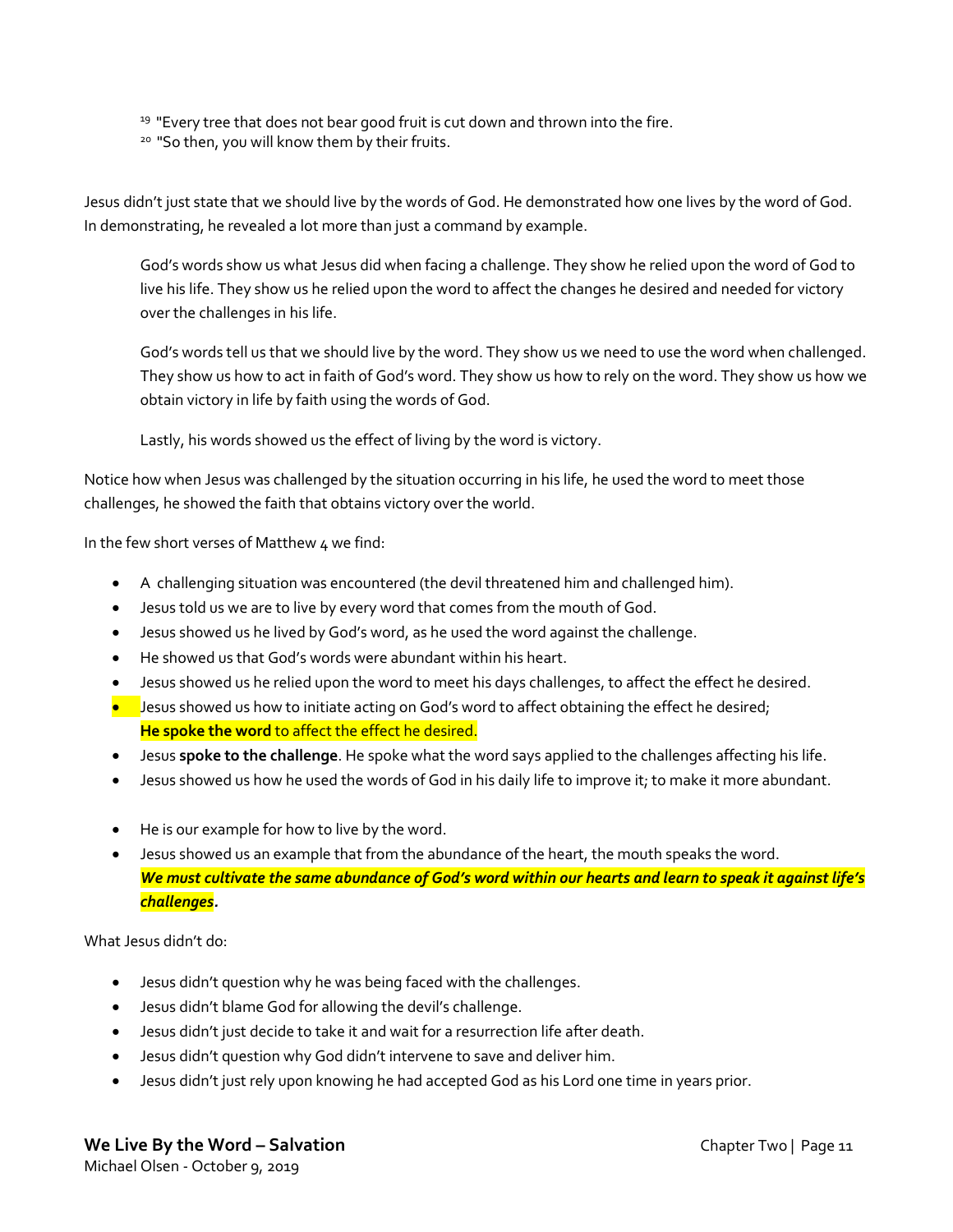[19] "Every tree that does not bear good fruit is cut down and thrown into the fire.
[20] "So then, you will know them by their fruits.

Jesus didn't just state that we should live by the words of God. He demonstrated how one lives by the word of God. In demonstrating, he revealed a lot more than just a command by example.

> God's words show us what Jesus did when facing a challenge. They show he relied upon the word of God to live his life. They show us he relied upon the word to affect the changes he desired and needed for victory over the challenges in his life.
>
> God's words tell us that we should live by the word. They show us we need to use the word when challenged. They show us how to act in faith of God's word. They show us how to rely on the word. They show us how we obtain victory in life by faith using the words of God.
>
> Lastly, his words showed us the effect of living by the word is victory.

Notice how when Jesus was challenged by the situation occurring in his life, he used the word to meet those challenges, he showed the faith that obtains victory over the world.

In the few short verses of Matthew 4 we find:

- A challenging situation was encountered (the devil threatened him and challenged him).
- Jesus told us we are to live by every word that comes from the mouth of God.
- Jesus showed us he lived by God's word, as he used the word against the challenge.
- He showed us that God's words were abundant within his heart.
- Jesus showed us he relied upon the word to meet his days challenges, to affect the effect he desired.
- Jesus showed us how to initiate acting on God's word to affect obtaining the effect he desired;
  **He spoke the word** to affect the effect he desired.
- Jesus **spoke to the challenge**. He spoke what the word says applied to the challenges affecting his life.
- Jesus showed us how he used the words of God in his daily life to improve it; to make it more abundant.

- He is our example for how to live by the word.
- Jesus showed us an example that from the abundance of the heart, the mouth speaks the word.
  ***We must cultivate the same abundance of God's word within our hearts and learn to speak it against life's challenges.***

What Jesus didn't do:

- Jesus didn't question why he was being faced with the challenges.
- Jesus didn't blame God for allowing the devil's challenge.
- Jesus didn't just decide to take it and wait for a resurrection life after death.
- Jesus didn't question why God didn't intervene to save and deliver him.
- Jesus didn't just rely upon knowing he had accepted God as his Lord one time in years prior.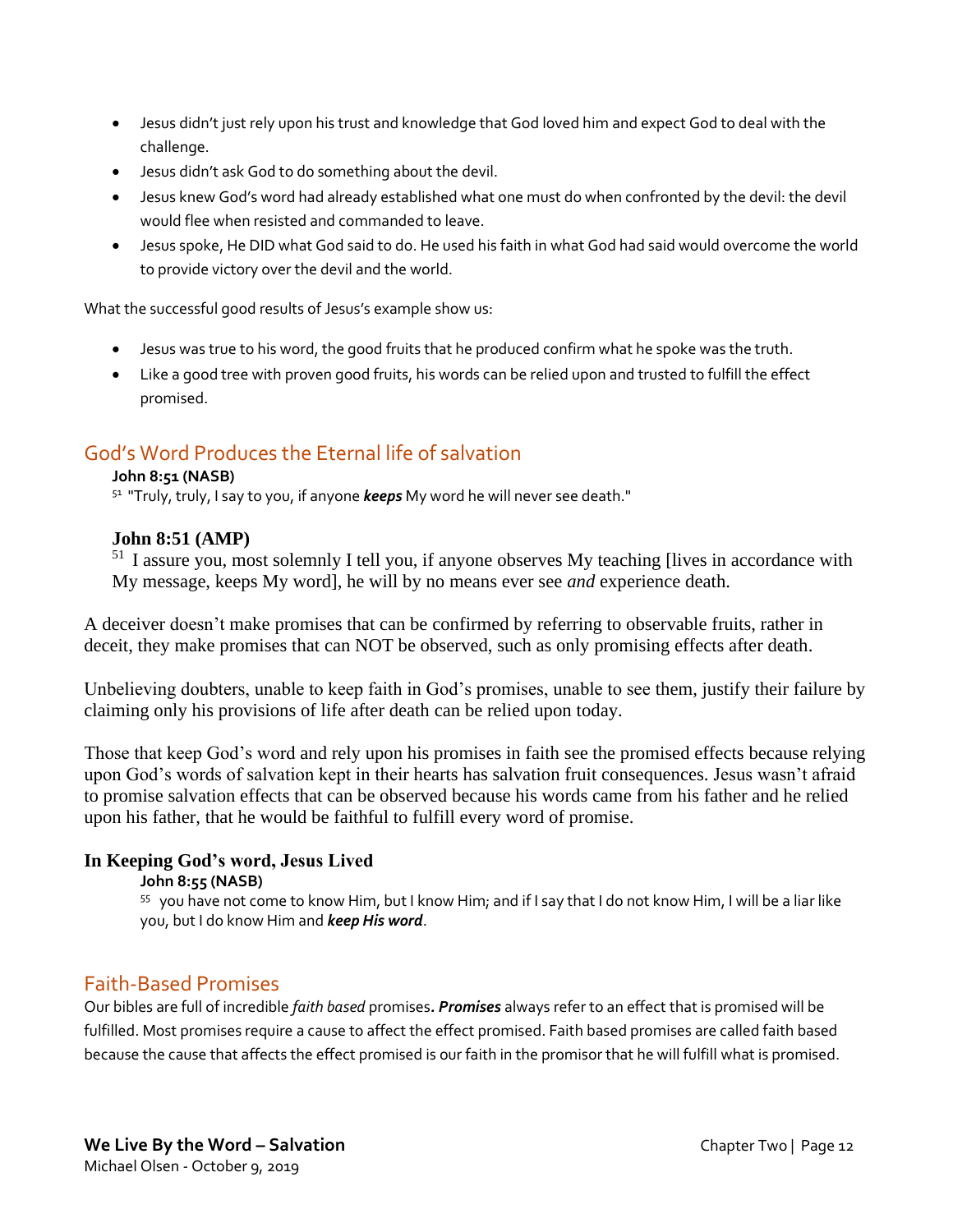- Jesus didn't just rely upon his trust and knowledge that God loved him and expect God to deal with the challenge.
- Jesus didn't ask God to do something about the devil.
- Jesus knew God's word had already established what one must do when confronted by the devil: the devil would flee when resisted and commanded to leave.
- Jesus spoke, He DID what God said to do. He used his faith in what God had said would overcome the world to provide victory over the devil and the world.

What the successful good results of Jesus's example show us:

- Jesus was true to his word, the good fruits that he produced confirm what he spoke was the truth.
- Like a good tree with proven good fruits, his words can be relied upon and trusted to fulfill the effect promised.

## God's Word Produces the Eternal life of salvation

**John 8:51 (NASB)**

[51] "Truly, truly, I say to you, if anyone ***keeps*** My word he will never see death."

**John 8:51 (AMP)**

[51] I assure you, most solemnly I tell you, if anyone observes My teaching [lives in accordance with My message, keeps My word], he will by no means ever see *and* experience death.

A deceiver doesn't make promises that can be confirmed by referring to observable fruits, rather in deceit, they make promises that can NOT be observed, such as only promising effects after death.

Unbelieving doubters, unable to keep faith in God's promises, unable to see them, justify their failure by claiming only his provisions of life after death can be relied upon today.

Those that keep God's word and rely upon his promises in faith see the promised effects because relying upon God's words of salvation kept in their hearts has salvation fruit consequences. Jesus wasn't afraid to promise salvation effects that can be observed because his words came from his father and he relied upon his father, that he would be faithful to fulfill every word of promise.

### In Keeping God's word, Jesus Lived

**John 8:55 (NASB)**

[55] you have not come to know Him, but I know Him; and if I say that I do not know Him, I will be a liar like you, but I do know Him and ***keep His word***.

## Faith-Based Promises

Our bibles are full of incredible *faith based* promises***. Promises*** always refer to an effect that is promised will be fulfilled. Most promises require a cause to affect the effect promised. Faith based promises are called faith based because the cause that affects the effect promised is our faith in the promisor that he will fulfill what is promised.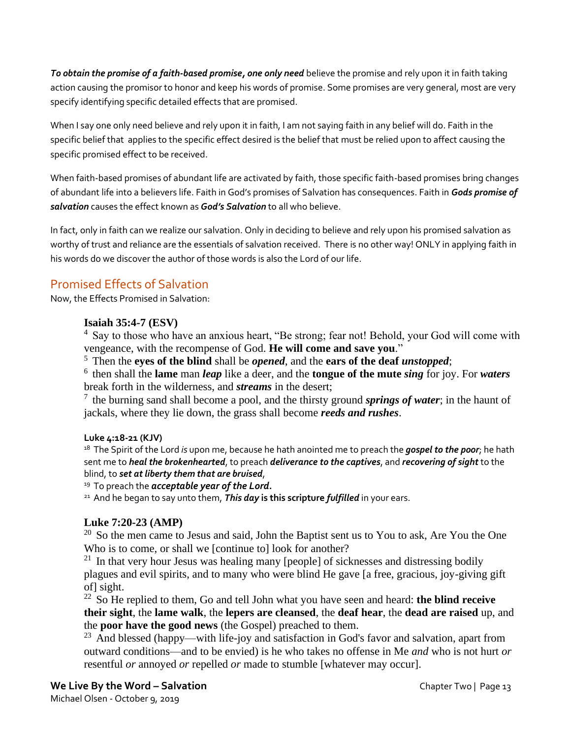***To obtain the promise of a faith-based promise, one only need*** believe the promise and rely upon it in faith taking action causing the promisor to honor and keep his words of promise. Some promises are very general, most are very specify identifying specific detailed effects that are promised.

When I say one only need believe and rely upon it in faith, I am not saying faith in any belief will do. Faith in the specific belief that applies to the specific effect desired is the belief that must be relied upon to affect causing the specific promised effect to be received.

When faith-based promises of abundant life are activated by faith, those specific faith-based promises bring changes of abundant life into a believers life. Faith in God's promises of Salvation has consequences. Faith in ***Gods promise of salvation*** causes the effect known as ***God's Salvation*** to all who believe.

In fact, only in faith can we realize our salvation. Only in deciding to believe and rely upon his promised salvation as worthy of trust and reliance are the essentials of salvation received. There is no other way! ONLY in applying faith in his words do we discover the author of those words is also the Lord of our life.

## Promised Effects of Salvation

Now, the Effects Promised in Salvation:

> **Isaiah 35:4-7 (ESV)**
>
> [4] Say to those who have an anxious heart, "Be strong; fear not! Behold, your God will come with vengeance, with the recompense of God. **He will come and save you**."
>
> [5] Then the **eyes of the blind** shall be ***opened***, and the **ears of the deaf** ***unstopped***;
>
> [6] then shall the **lame** man ***leap*** like a deer, and the **tongue of the mute** ***sing*** for joy. For ***waters*** break forth in the wilderness, and ***streams*** in the desert;
>
> [7] the burning sand shall become a pool, and the thirsty ground ***springs of water***; in the haunt of jackals, where they lie down, the grass shall become ***reeds and rushes***.
>
> **Luke 4:18-21 (KJV)**
>
> [18] The Spirit of the Lord *is* upon me, because he hath anointed me to preach the ***gospel to the poor***; he hath sent me to ***heal the brokenhearted***, to preach ***deliverance to the captives***, and ***recovering of sight*** to the blind, to ***set at liberty them that are bruised***,
>
> [19] To preach the ***acceptable year of the Lord*.**
>
> [21] And he began to say unto them, ***This day* is this scripture *fulfilled*** in your ears.
>
> **Luke 7:20-23 (AMP)**
>
> [20] So the men came to Jesus and said, John the Baptist sent us to You to ask, Are You the One Who is to come, or shall we [continue to] look for another?
>
> [21] In that very hour Jesus was healing many [people] of sicknesses and distressing bodily plagues and evil spirits, and to many who were blind He gave [a free, gracious, joy-giving gift of] sight.
>
> [22] So He replied to them, Go and tell John what you have seen and heard: **the blind receive their sight**, the **lame walk**, the **lepers are cleansed**, the **deaf hear**, the **dead are raised** up, and the **poor have the good news** (the Gospel) preached to them.
>
> [23] And blessed (happy—with life-joy and satisfaction in God's favor and salvation, apart from outward conditions—and to be envied) is he who takes no offense in Me *and* who is not hurt *or* resentful *or* annoyed *or* repelled *or* made to stumble [whatever may occur].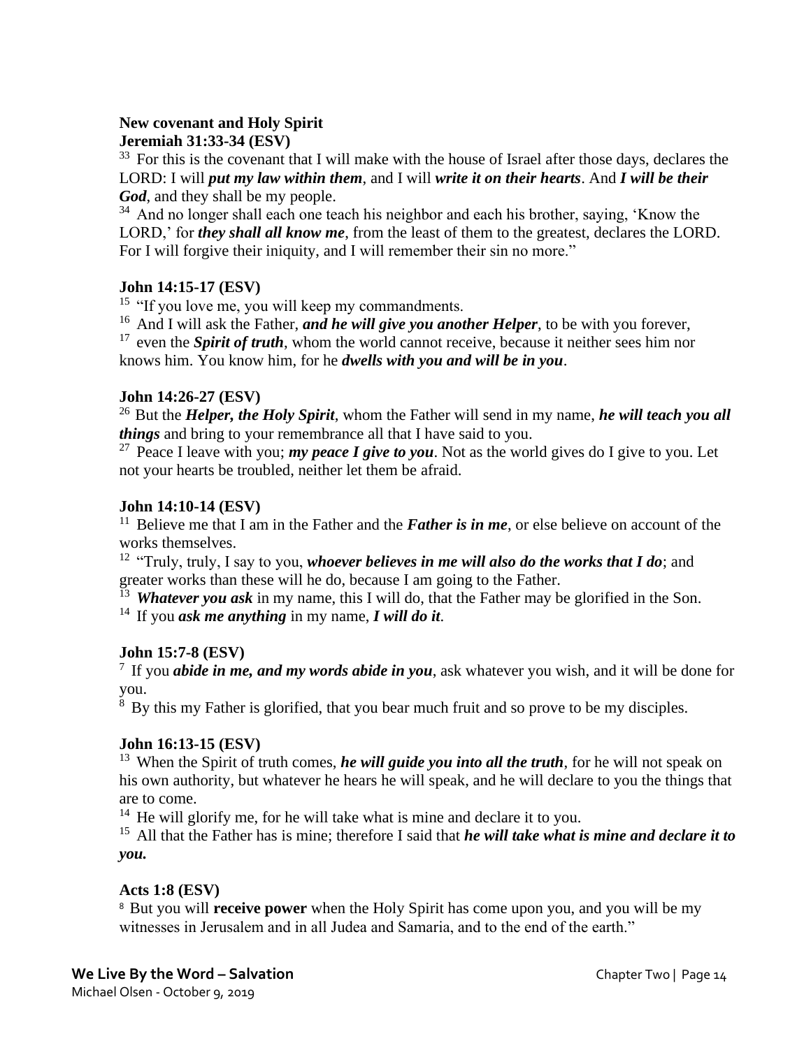**New covenant and Holy Spirit**
**Jeremiah 31:33-34 (ESV)**

[33] For this is the covenant that I will make with the house of Israel after those days, declares the LORD: I will ***put my law within them***, and I will ***write it on their hearts***. And ***I will be their God***, and they shall be my people.

[34] And no longer shall each one teach his neighbor and each his brother, saying, 'Know the LORD,' for ***they shall all know me***, from the least of them to the greatest, declares the LORD. For I will forgive their iniquity, and I will remember their sin no more."

**John 14:15-17 (ESV)**

[15] "If you love me, you will keep my commandments.

[16] And I will ask the Father, ***and he will give you another Helper***, to be with you forever,

[17] even the ***Spirit of truth***, whom the world cannot receive, because it neither sees him nor knows him. You know him, for he ***dwells with you and will be in you***.

**John 14:26-27 (ESV)**

[26] But the ***Helper, the Holy Spirit***, whom the Father will send in my name, ***he will teach you all things*** and bring to your remembrance all that I have said to you.

[27] Peace I leave with you; ***my peace I give to you***. Not as the world gives do I give to you. Let not your hearts be troubled, neither let them be afraid.

**John 14:10-14 (ESV)**

[11] Believe me that I am in the Father and the ***Father is in me***, or else believe on account of the works themselves.

[12] "Truly, truly, I say to you, ***whoever believes in me will also do the works that I do***; and greater works than these will he do, because I am going to the Father.

[13] ***Whatever you ask*** in my name, this I will do, that the Father may be glorified in the Son.

[14] If you ***ask me anything*** in my name, ***I will do it***.

**John 15:7-8 (ESV)**

[7] If you ***abide in me, and my words abide in you***, ask whatever you wish, and it will be done for you.

[8] By this my Father is glorified, that you bear much fruit and so prove to be my disciples.

**John 16:13-15 (ESV)**

[13] When the Spirit of truth comes, ***he will guide you into all the truth***, for he will not speak on his own authority, but whatever he hears he will speak, and he will declare to you the things that are to come.

[14] He will glorify me, for he will take what is mine and declare it to you.

[15] All that the Father has is mine; therefore I said that ***he will take what is mine and declare it to you.***

**Acts 1:8 (ESV)**

[8] But you will **receive power** when the Holy Spirit has come upon you, and you will be my witnesses in Jerusalem and in all Judea and Samaria, and to the end of the earth."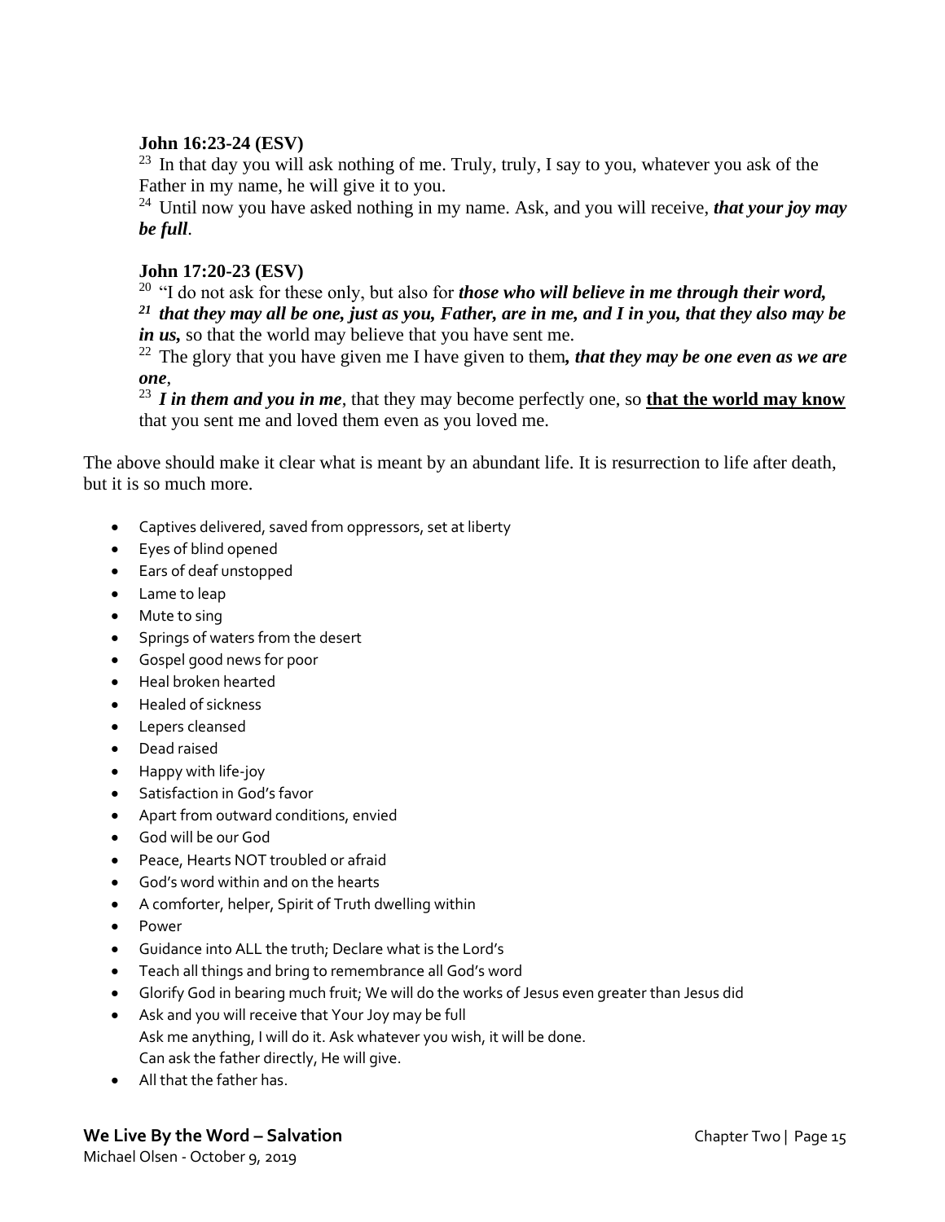**John 16:23-24 (ESV)**

[23] In that day you will ask nothing of me. Truly, truly, I say to you, whatever you ask of the Father in my name, he will give it to you.

[24] Until now you have asked nothing in my name. Ask, and you will receive, ***that your joy may be full***.

**John 17:20-23 (ESV)**

[20] "I do not ask for these only, but also for ***those who will believe in me through their word,***
[21] ***that they may all be one, just as you, Father, are in me, and I in you, that they also may be in us,*** so that the world may believe that you have sent me.

[22] The glory that you have given me I have given to them***, that they may be one even as we are one***,

[23] ***I in them and you in me***, that they may become perfectly one, so **that the world may know** that you sent me and loved them even as you loved me.

The above should make it clear what is meant by an abundant life. It is resurrection to life after death, but it is so much more.

- Captives delivered, saved from oppressors, set at liberty
- Eyes of blind opened
- Ears of deaf unstopped
- Lame to leap
- Mute to sing
- Springs of waters from the desert
- Gospel good news for poor
- Heal broken hearted
- Healed of sickness
- Lepers cleansed
- Dead raised
- Happy with life-joy
- Satisfaction in God's favor
- Apart from outward conditions, envied
- God will be our God
- Peace, Hearts NOT troubled or afraid
- God's word within and on the hearts
- A comforter, helper, Spirit of Truth dwelling within
- Power
- Guidance into ALL the truth; Declare what is the Lord's
- Teach all things and bring to remembrance all God's word
- Glorify God in bearing much fruit; We will do the works of Jesus even greater than Jesus did
- Ask and you will receive that Your Joy may be full
  Ask me anything, I will do it. Ask whatever you wish, it will be done.
  Can ask the father directly, He will give.
- All that the father has.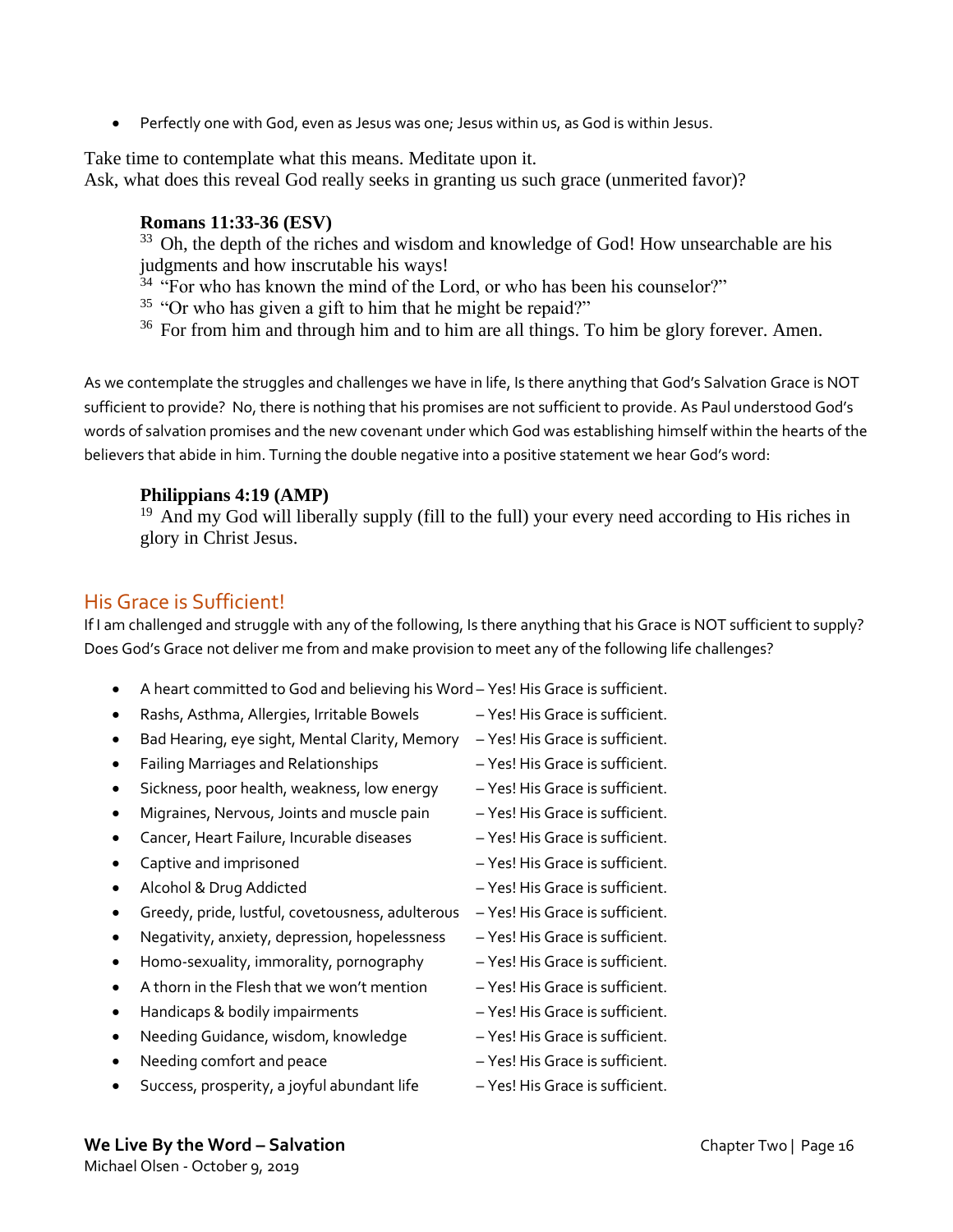- Perfectly one with God, even as Jesus was one; Jesus within us, as God is within Jesus.

Take time to contemplate what this means. Meditate upon it.
Ask, what does this reveal God really seeks in granting us such grace (unmerited favor)?

> **Romans 11:33-36 (ESV)**
> [33] Oh, the depth of the riches and wisdom and knowledge of God! How unsearchable are his judgments and how inscrutable his ways!
> [34] "For who has known the mind of the Lord, or who has been his counselor?"
> [35] "Or who has given a gift to him that he might be repaid?"
> [36] For from him and through him and to him are all things. To him be glory forever. Amen.

As we contemplate the struggles and challenges we have in life, Is there anything that God's Salvation Grace is NOT sufficient to provide? No, there is nothing that his promises are not sufficient to provide. As Paul understood God's words of salvation promises and the new covenant under which God was establishing himself within the hearts of the believers that abide in him. Turning the double negative into a positive statement we hear God's word:

> **Philippians 4:19 (AMP)**
> [19] And my God will liberally supply (fill to the full) your every need according to His riches in glory in Christ Jesus.

## His Grace is Sufficient!

If I am challenged and struggle with any of the following, Is there anything that his Grace is NOT sufficient to supply? Does God's Grace not deliver me from and make provision to meet any of the following life challenges?

- A heart committed to God and believing his Word – Yes! His Grace is sufficient.
- Rashs, Asthma, Allergies, Irritable Bowels – Yes! His Grace is sufficient.
- Bad Hearing, eye sight, Mental Clarity, Memory – Yes! His Grace is sufficient.
- Failing Marriages and Relationships – Yes! His Grace is sufficient.
- Sickness, poor health, weakness, low energy – Yes! His Grace is sufficient.
- Migraines, Nervous, Joints and muscle pain – Yes! His Grace is sufficient.
- Cancer, Heart Failure, Incurable diseases – Yes! His Grace is sufficient.
- Captive and imprisoned – Yes! His Grace is sufficient.
- Alcohol & Drug Addicted – Yes! His Grace is sufficient.
- Greedy, pride, lustful, covetousness, adulterous – Yes! His Grace is sufficient.
- Negativity, anxiety, depression, hopelessness – Yes! His Grace is sufficient.
- Homo-sexuality, immorality, pornography – Yes! His Grace is sufficient.
- A thorn in the Flesh that we won't mention – Yes! His Grace is sufficient.
- Handicaps & bodily impairments – Yes! His Grace is sufficient.
- Needing Guidance, wisdom, knowledge – Yes! His Grace is sufficient.
- Needing comfort and peace – Yes! His Grace is sufficient.
- Success, prosperity, a joyful abundant life – Yes! His Grace is sufficient.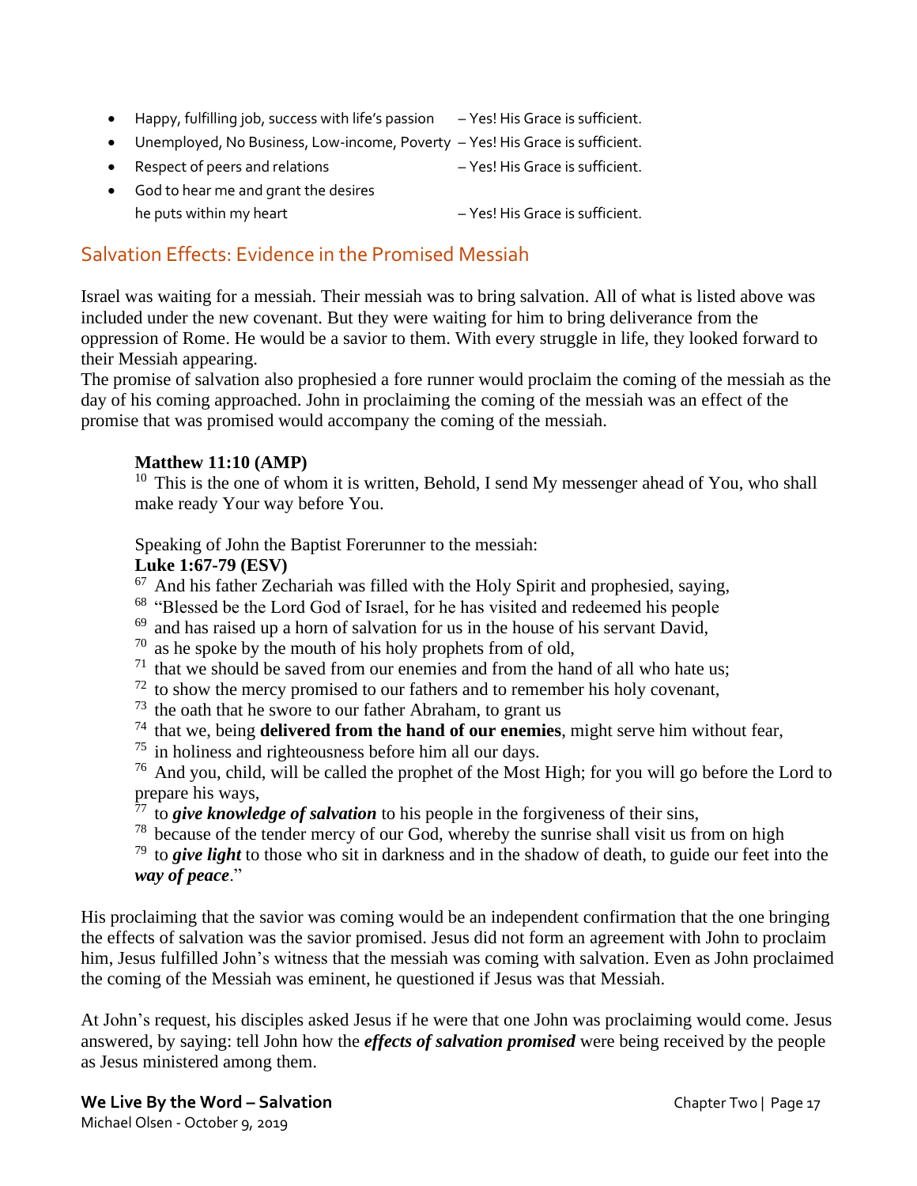- Happy, fulfilling job, success with life's passion – Yes! His Grace is sufficient.
- Unemployed, No Business, Low-income, Poverty – Yes! His Grace is sufficient.
- Respect of peers and relations – Yes! His Grace is sufficient.
- God to hear me and grant the desires he puts within my heart – Yes! His Grace is sufficient.

## Salvation Effects: Evidence in the Promised Messiah

Israel was waiting for a messiah. Their messiah was to bring salvation. All of what is listed above was included under the new covenant. But they were waiting for him to bring deliverance from the oppression of Rome. He would be a savior to them. With every struggle in life, they looked forward to their Messiah appearing.
The promise of salvation also prophesied a fore runner would proclaim the coming of the messiah as the day of his coming approached. John in proclaiming the coming of the messiah was an effect of the promise that was promised would accompany the coming of the messiah.

> **Matthew 11:10 (AMP)**
> [10] This is the one of whom it is written, Behold, I send My messenger ahead of You, who shall make ready Your way before You.
>
> Speaking of John the Baptist Forerunner to the messiah:
> **Luke 1:67-79 (ESV)**
> [67] And his father Zechariah was filled with the Holy Spirit and prophesied, saying,
> [68] "Blessed be the Lord God of Israel, for he has visited and redeemed his people
> [69] and has raised up a horn of salvation for us in the house of his servant David,
> [70] as he spoke by the mouth of his holy prophets from of old,
> [71] that we should be saved from our enemies and from the hand of all who hate us;
> [72] to show the mercy promised to our fathers and to remember his holy covenant,
> [73] the oath that he swore to our father Abraham, to grant us
> [74] that we, being **delivered from the hand of our enemies**, might serve him without fear,
> [75] in holiness and righteousness before him all our days.
> [76] And you, child, will be called the prophet of the Most High; for you will go before the Lord to prepare his ways,
> [77] to ***give knowledge of salvation*** to his people in the forgiveness of their sins,
> [78] because of the tender mercy of our God, whereby the sunrise shall visit us from on high
> [79] to ***give light*** to those who sit in darkness and in the shadow of death, to guide our feet into the ***way of peace***."

His proclaiming that the savior was coming would be an independent confirmation that the one bringing the effects of salvation was the savior promised. Jesus did not form an agreement with John to proclaim him, Jesus fulfilled John's witness that the messiah was coming with salvation. Even as John proclaimed the coming of the Messiah was eminent, he questioned if Jesus was that Messiah.

At John's request, his disciples asked Jesus if he were that one John was proclaiming would come. Jesus answered, by saying: tell John how the ***effects of salvation promised*** were being received by the people as Jesus ministered among them.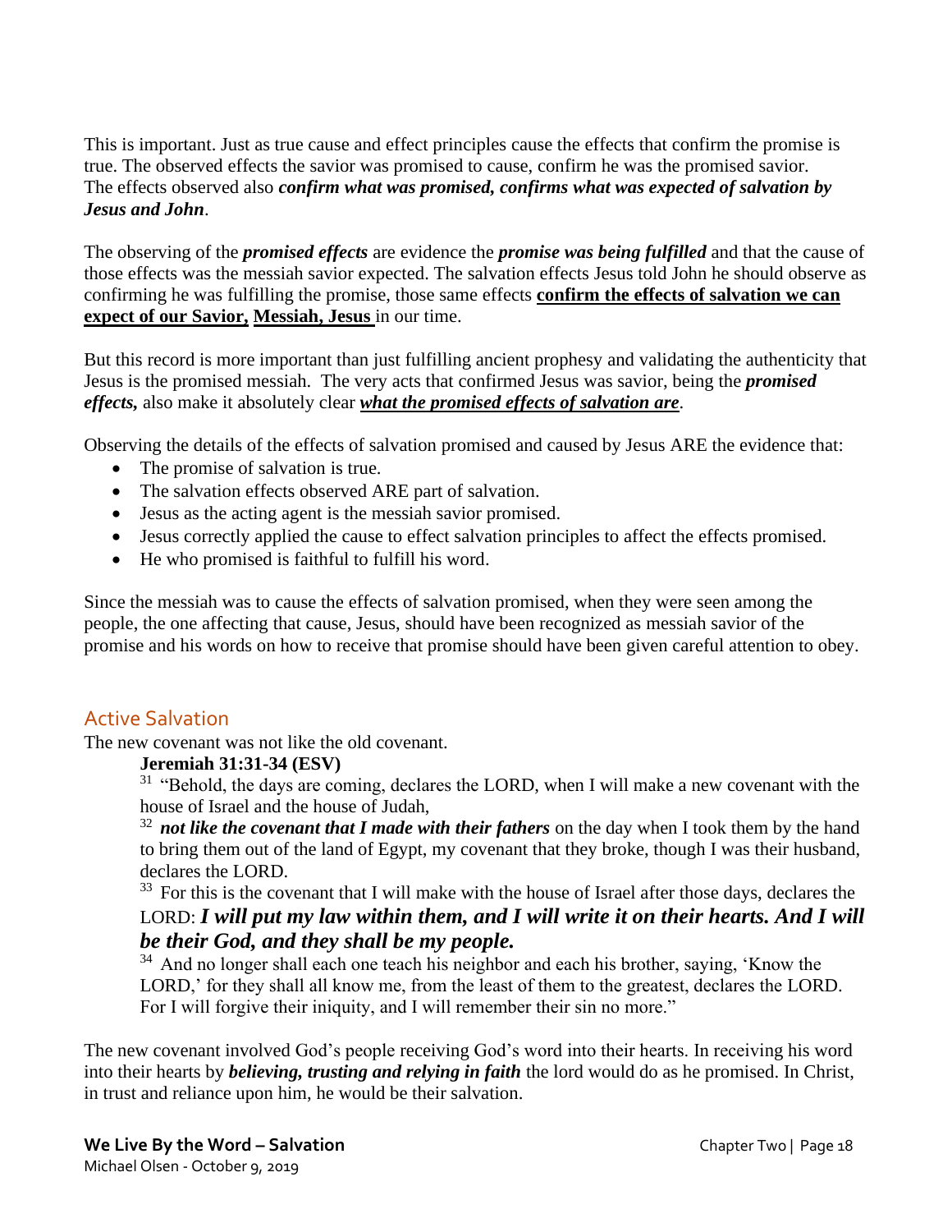This is important. Just as true cause and effect principles cause the effects that confirm the promise is true. The observed effects the savior was promised to cause, confirm he was the promised savior. The effects observed also ***confirm what was promised, confirms what was expected of salvation by Jesus and John***.

The observing of the ***promised effects*** are evidence the ***promise was being fulfilled*** and that the cause of those effects was the messiah savior expected. The salvation effects Jesus told John he should observe as confirming he was fulfilling the promise, those same effects <u>**confirm the effects of salvation we can expect of our Savior, Messiah, Jesus**</u> in our time.

But this record is more important than just fulfilling ancient prophesy and validating the authenticity that Jesus is the promised messiah. The very acts that confirmed Jesus was savior, being the ***promised effects,*** also make it absolutely clear <u>***what the promised effects of salvation are***</u>.

Observing the details of the effects of salvation promised and caused by Jesus ARE the evidence that:

- The promise of salvation is true.
- The salvation effects observed ARE part of salvation.
- Jesus as the acting agent is the messiah savior promised.
- Jesus correctly applied the cause to effect salvation principles to affect the effects promised.
- He who promised is faithful to fulfill his word.

Since the messiah was to cause the effects of salvation promised, when they were seen among the people, the one affecting that cause, Jesus, should have been recognized as messiah savior of the promise and his words on how to receive that promise should have been given careful attention to obey.

## Active Salvation

The new covenant was not like the old covenant.

> **Jeremiah 31:31-34 (ESV)**
>
> [31] "Behold, the days are coming, declares the LORD, when I will make a new covenant with the house of Israel and the house of Judah,
>
> [32] ***not like the covenant that I made with their fathers*** on the day when I took them by the hand to bring them out of the land of Egypt, my covenant that they broke, though I was their husband, declares the LORD.
>
> [33] For this is the covenant that I will make with the house of Israel after those days, declares the LORD: ***I will put my law within them, and I will write it on their hearts. And I will be their God, and they shall be my people.***
>
> [34] And no longer shall each one teach his neighbor and each his brother, saying, 'Know the LORD,' for they shall all know me, from the least of them to the greatest, declares the LORD. For I will forgive their iniquity, and I will remember their sin no more."

The new covenant involved God's people receiving God's word into their hearts. In receiving his word into their hearts by ***believing, trusting and relying in faith*** the lord would do as he promised. In Christ, in trust and reliance upon him, he would be their salvation.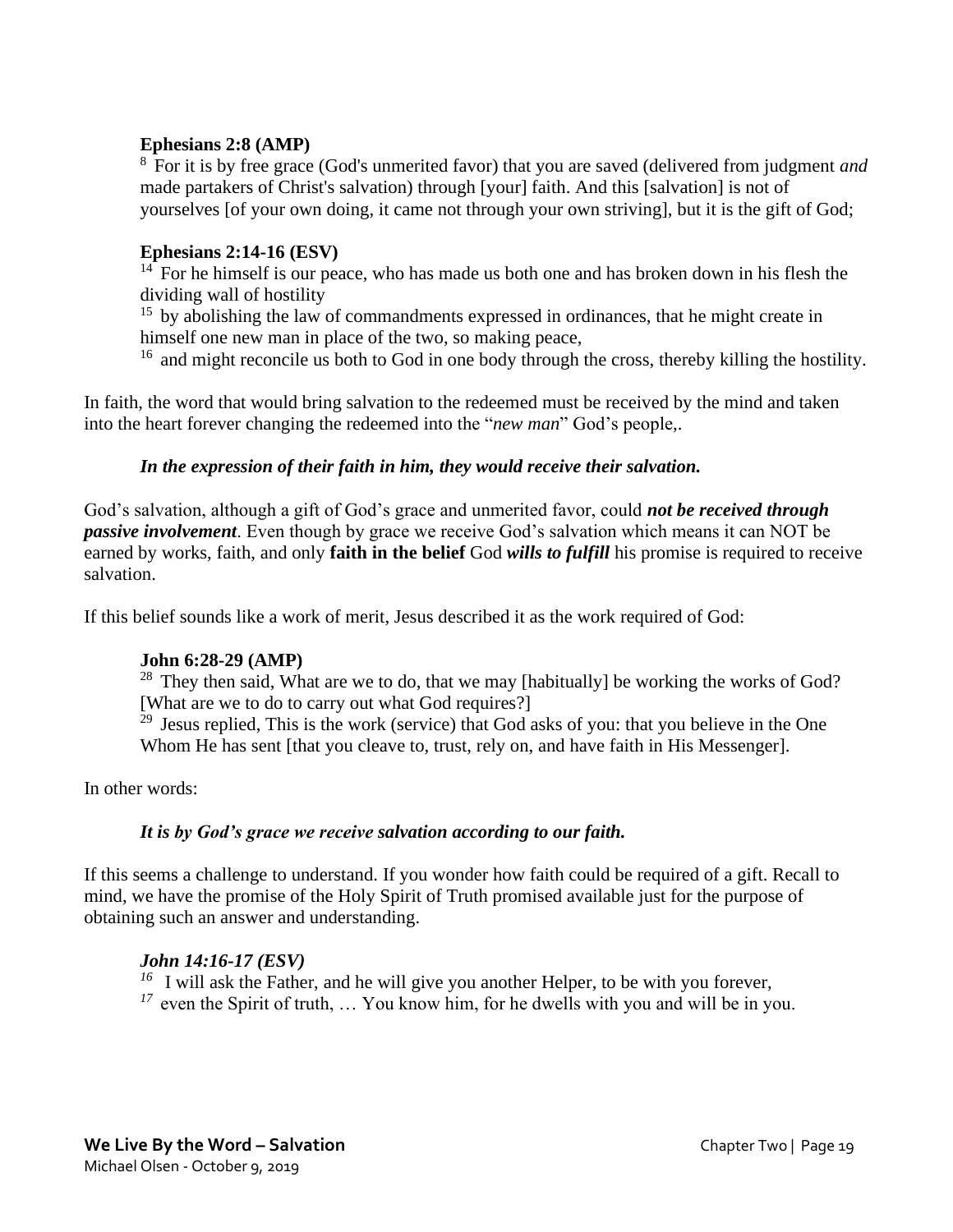**Ephesians 2:8 (AMP)**
[8] For it is by free grace (God's unmerited favor) that you are saved (delivered from judgment *and* made partakers of Christ's salvation) through [your] faith. And this [salvation] is not of yourselves [of your own doing, it came not through your own striving], but it is the gift of God;

**Ephesians 2:14-16 (ESV)**
[14] For he himself is our peace, who has made us both one and has broken down in his flesh the dividing wall of hostility
[15] by abolishing the law of commandments expressed in ordinances, that he might create in himself one new man in place of the two, so making peace,
[16] and might reconcile us both to God in one body through the cross, thereby killing the hostility.

In faith, the word that would bring salvation to the redeemed must be received by the mind and taken into the heart forever changing the redeemed into the "*new man*" God's people,.

***In the expression of their faith in him, they would receive their salvation.***

God's salvation, although a gift of God's grace and unmerited favor, could ***not be received through passive involvement***. Even though by grace we receive God's salvation which means it can NOT be earned by works, faith, and only **faith in the belief** God ***wills to fulfill*** his promise is required to receive salvation.

If this belief sounds like a work of merit, Jesus described it as the work required of God:

**John 6:28-29 (AMP)**
[28] They then said, What are we to do, that we may [habitually] be working the works of God? [What are we to do to carry out what God requires?]
[29] Jesus replied, This is the work (service) that God asks of you: that you believe in the One Whom He has sent [that you cleave to, trust, rely on, and have faith in His Messenger].

In other words:

***It is by God's grace we receive salvation according to our faith.***

If this seems a challenge to understand. If you wonder how faith could be required of a gift. Recall to mind, we have the promise of the Holy Spirit of Truth promised available just for the purpose of obtaining such an answer and understanding.

***John 14:16-17 (ESV)***
*[16]* I will ask the Father, and he will give you another Helper, to be with you forever,
*[17]* even the Spirit of truth, … You know him, for he dwells with you and will be in you.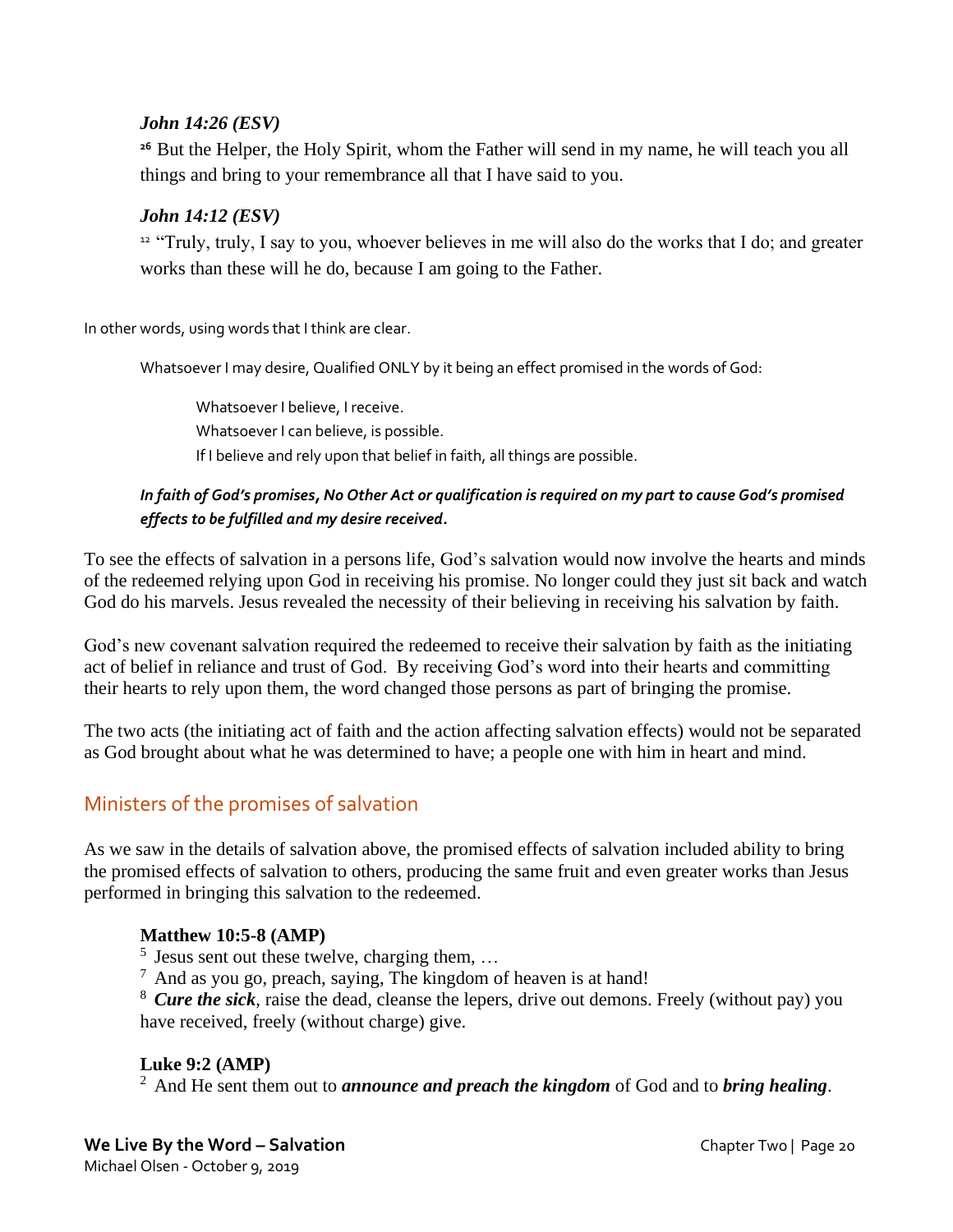*John 14:26 (ESV)*

[26] But the Helper, the Holy Spirit, whom the Father will send in my name, he will teach you all things and bring to your remembrance all that I have said to you.

*John 14:12 (ESV)*

[12] "Truly, truly, I say to you, whoever believes in me will also do the works that I do; and greater works than these will he do, because I am going to the Father.

In other words, using words that I think are clear.

Whatsoever I may desire, Qualified ONLY by it being an effect promised in the words of God:

Whatsoever I believe, I receive.
Whatsoever I can believe, is possible.
If I believe and rely upon that belief in faith, all things are possible.

***In faith of God's promises, No Other Act or qualification is required on my part to cause God's promised effects to be fulfilled and my desire received.***

To see the effects of salvation in a persons life, God's salvation would now involve the hearts and minds of the redeemed relying upon God in receiving his promise. No longer could they just sit back and watch God do his marvels. Jesus revealed the necessity of their believing in receiving his salvation by faith.

God's new covenant salvation required the redeemed to receive their salvation by faith as the initiating act of belief in reliance and trust of God. By receiving God's word into their hearts and committing their hearts to rely upon them, the word changed those persons as part of bringing the promise.

The two acts (the initiating act of faith and the action affecting salvation effects) would not be separated as God brought about what he was determined to have; a people one with him in heart and mind.

## Ministers of the promises of salvation

As we saw in the details of salvation above, the promised effects of salvation included ability to bring the promised effects of salvation to others, producing the same fruit and even greater works than Jesus performed in bringing this salvation to the redeemed.

**Matthew 10:5-8 (AMP)**

[5] Jesus sent out these twelve, charging them, …
[7] And as you go, preach, saying, The kingdom of heaven is at hand!
[8] ***Cure the sick***, raise the dead, cleanse the lepers, drive out demons. Freely (without pay) you have received, freely (without charge) give.

**Luke 9:2 (AMP)**

[2] And He sent them out to ***announce and preach the kingdom*** of God and to ***bring healing***.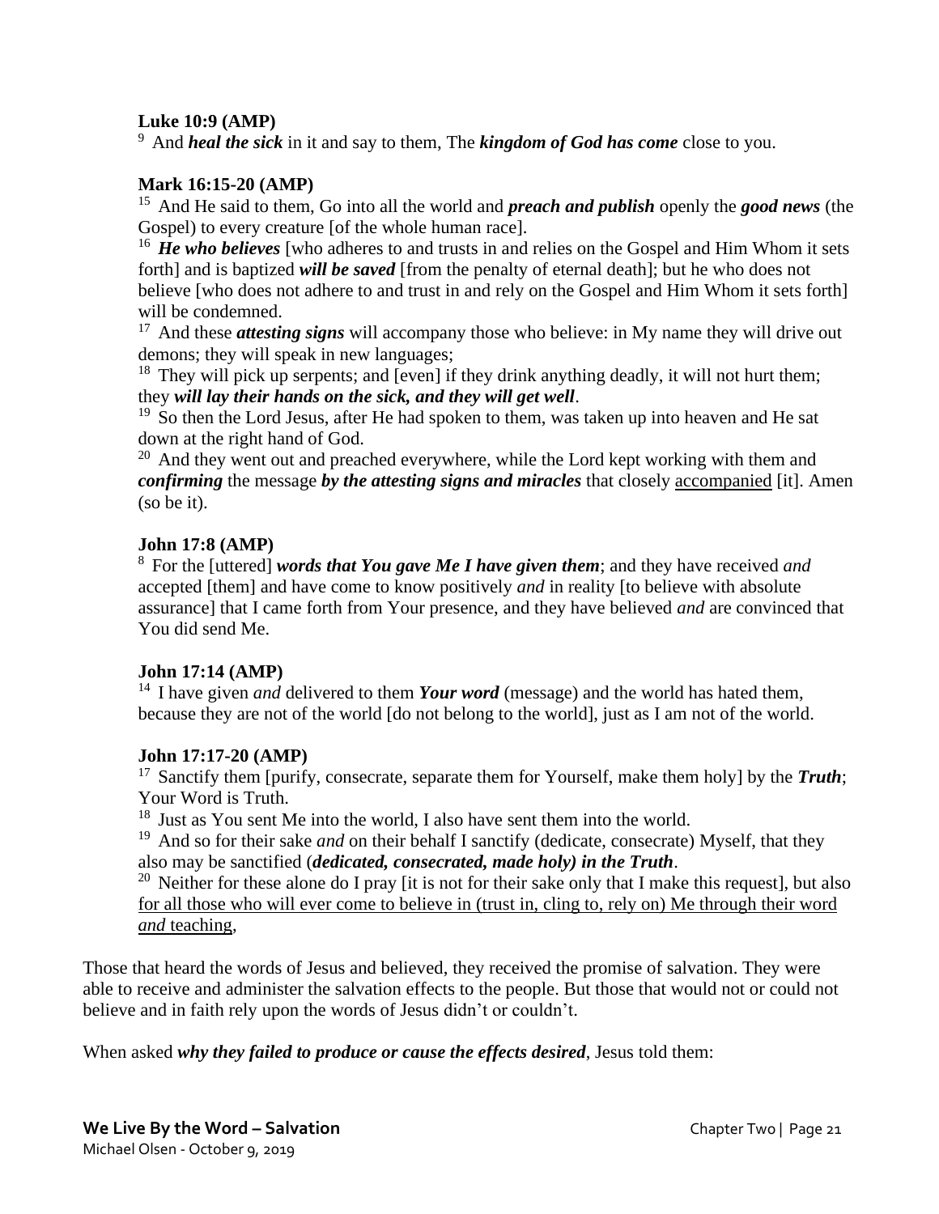**Luke 10:9 (AMP)**
[9] And ***heal the sick*** in it and say to them, The ***kingdom of God has come*** close to you.

**Mark 16:15-20 (AMP)**
[15] And He said to them, Go into all the world and ***preach and publish*** openly the ***good news*** (the Gospel) to every creature [of the whole human race].
[16] ***He who believes*** [who adheres to and trusts in and relies on the Gospel and Him Whom it sets forth] and is baptized ***will be saved*** [from the penalty of eternal death]; but he who does not believe [who does not adhere to and trust in and rely on the Gospel and Him Whom it sets forth] will be condemned.
[17] And these ***attesting signs*** will accompany those who believe: in My name they will drive out demons; they will speak in new languages;
[18] They will pick up serpents; and [even] if they drink anything deadly, it will not hurt them; they ***will lay their hands on the sick, and they will get well***.
[19] So then the Lord Jesus, after He had spoken to them, was taken up into heaven and He sat down at the right hand of God.
[20] And they went out and preached everywhere, while the Lord kept working with them and ***confirming*** the message ***by the attesting signs and miracles*** that closely <u>accompanied</u> [it]. Amen (so be it).

**John 17:8 (AMP)**
[8] For the [uttered] ***words that You gave Me I have given them***; and they have received *and* accepted [them] and have come to know positively *and* in reality [to believe with absolute assurance] that I came forth from Your presence, and they have believed *and* are convinced that You did send Me.

**John 17:14 (AMP)**
[14] I have given *and* delivered to them ***Your word*** (message) and the world has hated them, because they are not of the world [do not belong to the world], just as I am not of the world.

**John 17:17-20 (AMP)**
[17] Sanctify them [purify, consecrate, separate them for Yourself, make them holy] by the ***Truth***; Your Word is Truth.
[18] Just as You sent Me into the world, I also have sent them into the world.
[19] And so for their sake *and* on their behalf I sanctify (dedicate, consecrate) Myself, that they also may be sanctified (***dedicated, consecrated, made holy) in the Truth***.
[20] Neither for these alone do I pray [it is not for their sake only that I make this request], but also <u>for all those who will ever come to believe in (trust in, cling to, rely on) Me through their word *and* teaching</u>,

Those that heard the words of Jesus and believed, they received the promise of salvation. They were able to receive and administer the salvation effects to the people. But those that would not or could not believe and in faith rely upon the words of Jesus didn't or couldn't.

When asked ***why they failed to produce or cause the effects desired***, Jesus told them: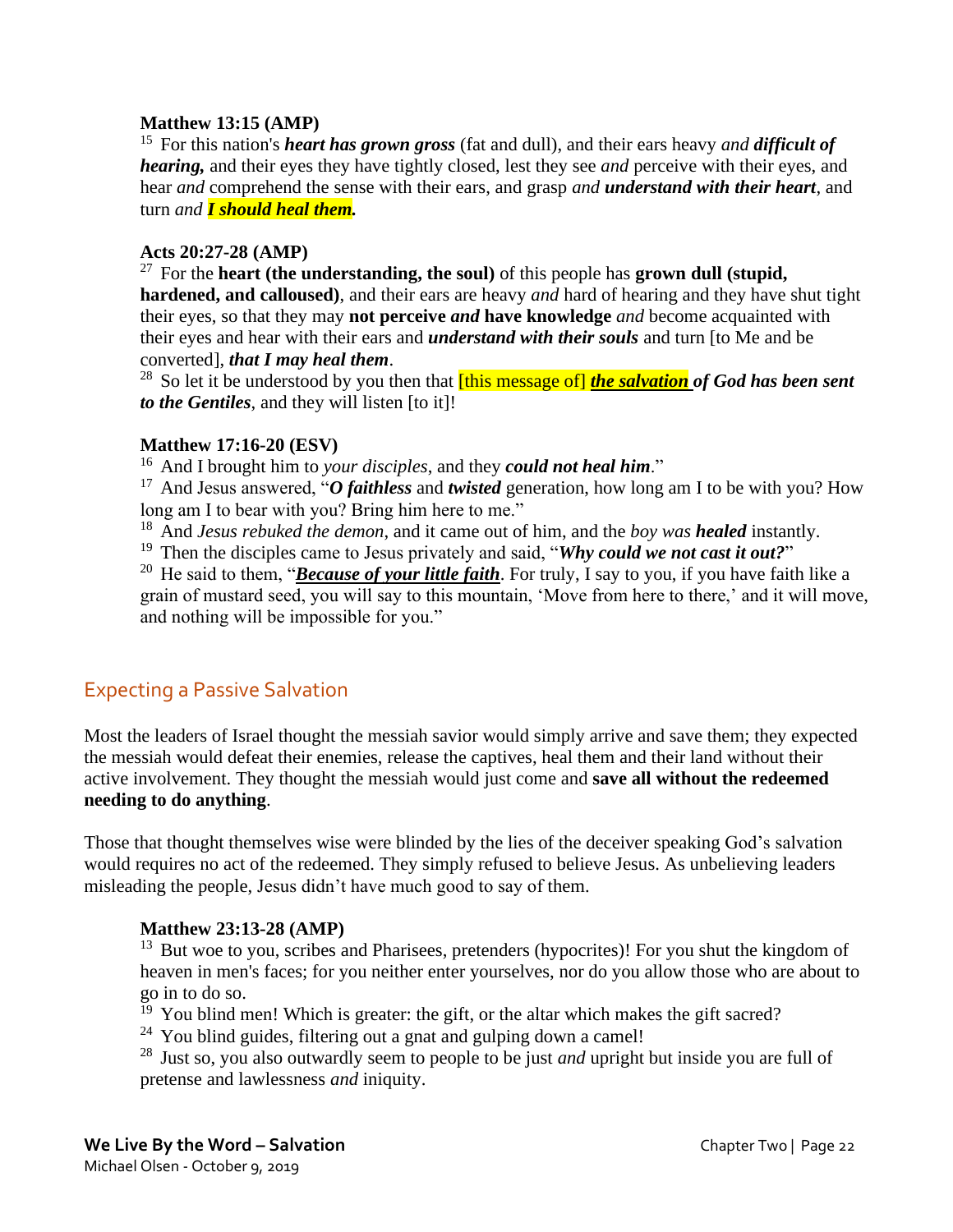**Matthew 13:15 (AMP)**

15 For this nation's ***heart has grown gross*** (fat and dull), and their ears heavy *and* ***difficult of hearing,*** and their eyes they have tightly closed, lest they see *and* perceive with their eyes, and hear *and* comprehend the sense with their ears, and grasp *and* ***understand with their heart***, and turn *and* ***I should heal them.***

**Acts 20:27-28 (AMP)**

27 For the **heart (the understanding, the soul)** of this people has **grown dull (stupid, hardened, and calloused)**, and their ears are heavy *and* hard of hearing and they have shut tight their eyes, so that they may **not perceive *and* have knowledge** *and* become acquainted with their eyes and hear with their ears and ***understand with their souls*** and turn [to Me and be converted], ***that I may heal them***.

28 So let it be understood by you then that [this message of] ***the salvation of God has been sent to the Gentiles***, and they will listen [to it]!

**Matthew 17:16-20 (ESV)**

16 And I brought him to *your disciples*, and they ***could not heal him***."

17 And Jesus answered, "***O faithless*** and ***twisted*** generation, how long am I to be with you? How long am I to bear with you? Bring him here to me."

18 And *Jesus rebuked the demon*, and it came out of him, and the *boy was* ***healed*** instantly.

19 Then the disciples came to Jesus privately and said, "***Why could we not cast it out?***"

20 He said to them, "***Because of your little faith***. For truly, I say to you, if you have faith like a grain of mustard seed, you will say to this mountain, 'Move from here to there,' and it will move, and nothing will be impossible for you."

## Expecting a Passive Salvation

Most the leaders of Israel thought the messiah savior would simply arrive and save them; they expected the messiah would defeat their enemies, release the captives, heal them and their land without their active involvement. They thought the messiah would just come and **save all without the redeemed needing to do anything**.

Those that thought themselves wise were blinded by the lies of the deceiver speaking God's salvation would requires no act of the redeemed. They simply refused to believe Jesus. As unbelieving leaders misleading the people, Jesus didn't have much good to say of them.

**Matthew 23:13-28 (AMP)**

13 But woe to you, scribes and Pharisees, pretenders (hypocrites)! For you shut the kingdom of heaven in men's faces; for you neither enter yourselves, nor do you allow those who are about to go in to do so.

19 You blind men! Which is greater: the gift, or the altar which makes the gift sacred?

24 You blind guides, filtering out a gnat and gulping down a camel!

28 Just so, you also outwardly seem to people to be just *and* upright but inside you are full of pretense and lawlessness *and* iniquity.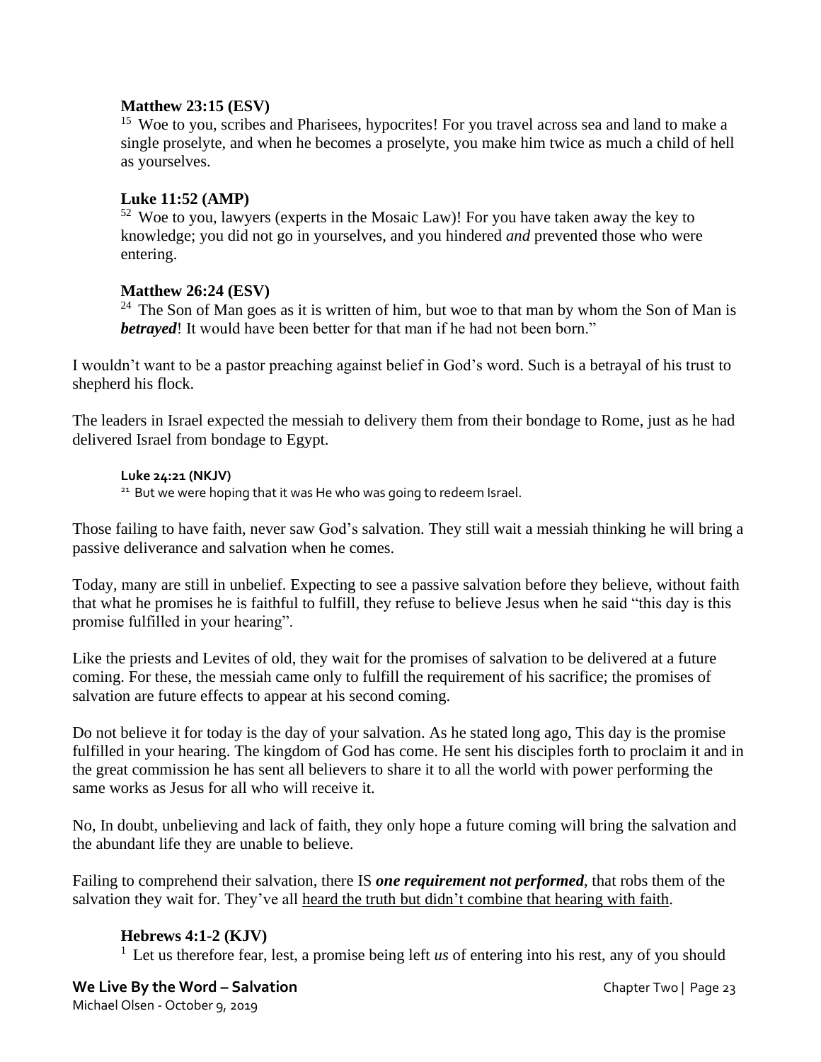**Matthew 23:15 (ESV)**
[15] Woe to you, scribes and Pharisees, hypocrites! For you travel across sea and land to make a single proselyte, and when he becomes a proselyte, you make him twice as much a child of hell as yourselves.

**Luke 11:52 (AMP)**
[52] Woe to you, lawyers (experts in the Mosaic Law)! For you have taken away the key to knowledge; you did not go in yourselves, and you hindered *and* prevented those who were entering.

**Matthew 26:24 (ESV)**
[24] The Son of Man goes as it is written of him, but woe to that man by whom the Son of Man is ***betrayed***! It would have been better for that man if he had not been born."

I wouldn't want to be a pastor preaching against belief in God's word. Such is a betrayal of his trust to shepherd his flock.

The leaders in Israel expected the messiah to delivery them from their bondage to Rome, just as he had delivered Israel from bondage to Egypt.

**Luke 24:21 (NKJV)**
[21] But we were hoping that it was He who was going to redeem Israel.

Those failing to have faith, never saw God's salvation. They still wait a messiah thinking he will bring a passive deliverance and salvation when he comes.

Today, many are still in unbelief. Expecting to see a passive salvation before they believe, without faith that what he promises he is faithful to fulfill, they refuse to believe Jesus when he said "this day is this promise fulfilled in your hearing".

Like the priests and Levites of old, they wait for the promises of salvation to be delivered at a future coming. For these, the messiah came only to fulfill the requirement of his sacrifice; the promises of salvation are future effects to appear at his second coming.

Do not believe it for today is the day of your salvation. As he stated long ago, This day is the promise fulfilled in your hearing. The kingdom of God has come. He sent his disciples forth to proclaim it and in the great commission he has sent all believers to share it to all the world with power performing the same works as Jesus for all who will receive it.

No, In doubt, unbelieving and lack of faith, they only hope a future coming will bring the salvation and the abundant life they are unable to believe.

Failing to comprehend their salvation, there IS ***one requirement not performed***, that robs them of the salvation they wait for. They've all <u>heard the truth but didn't combine that hearing with faith</u>.

**Hebrews 4:1-2 (KJV)**
[1] Let us therefore fear, lest, a promise being left *us* of entering into his rest, any of you should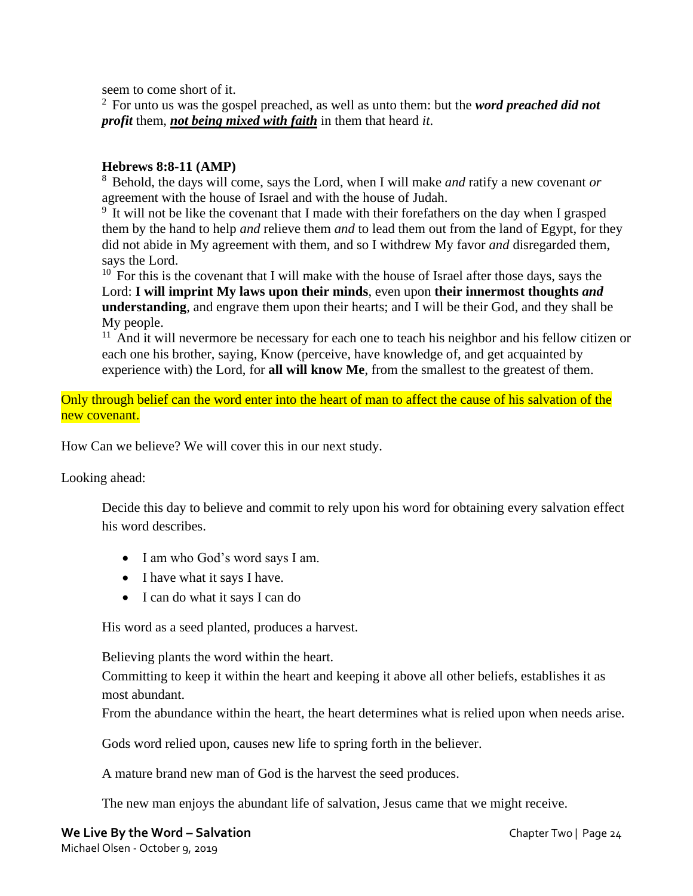seem to come short of it.

[2] For unto us was the gospel preached, as well as unto them: but the ***word preached did not profit*** them, ***<u>not being mixed with faith</u>*** in them that heard *it*.

**Hebrews 8:8-11 (AMP)**

[8] Behold, the days will come, says the Lord, when I will make *and* ratify a new covenant *or* agreement with the house of Israel and with the house of Judah.

[9] It will not be like the covenant that I made with their forefathers on the day when I grasped them by the hand to help *and* relieve them *and* to lead them out from the land of Egypt, for they did not abide in My agreement with them, and so I withdrew My favor *and* disregarded them, says the Lord.

[10] For this is the covenant that I will make with the house of Israel after those days, says the Lord: **I will imprint My laws upon their minds**, even upon **their innermost thoughts *and* understanding**, and engrave them upon their hearts; and I will be their God, and they shall be My people.

[11] And it will nevermore be necessary for each one to teach his neighbor and his fellow citizen or each one his brother, saying, Know (perceive, have knowledge of, and get acquainted by experience with) the Lord, for **all will know Me**, from the smallest to the greatest of them.

Only through belief can the word enter into the heart of man to affect the cause of his salvation of the new covenant.

How Can we believe? We will cover this in our next study.

Looking ahead:

Decide this day to believe and commit to rely upon his word for obtaining every salvation effect his word describes.

- I am who God's word says I am.
- I have what it says I have.
- I can do what it says I can do

His word as a seed planted, produces a harvest.

Believing plants the word within the heart.
Committing to keep it within the heart and keeping it above all other beliefs, establishes it as most abundant.
From the abundance within the heart, the heart determines what is relied upon when needs arise.

Gods word relied upon, causes new life to spring forth in the believer.

A mature brand new man of God is the harvest the seed produces.

The new man enjoys the abundant life of salvation, Jesus came that we might receive.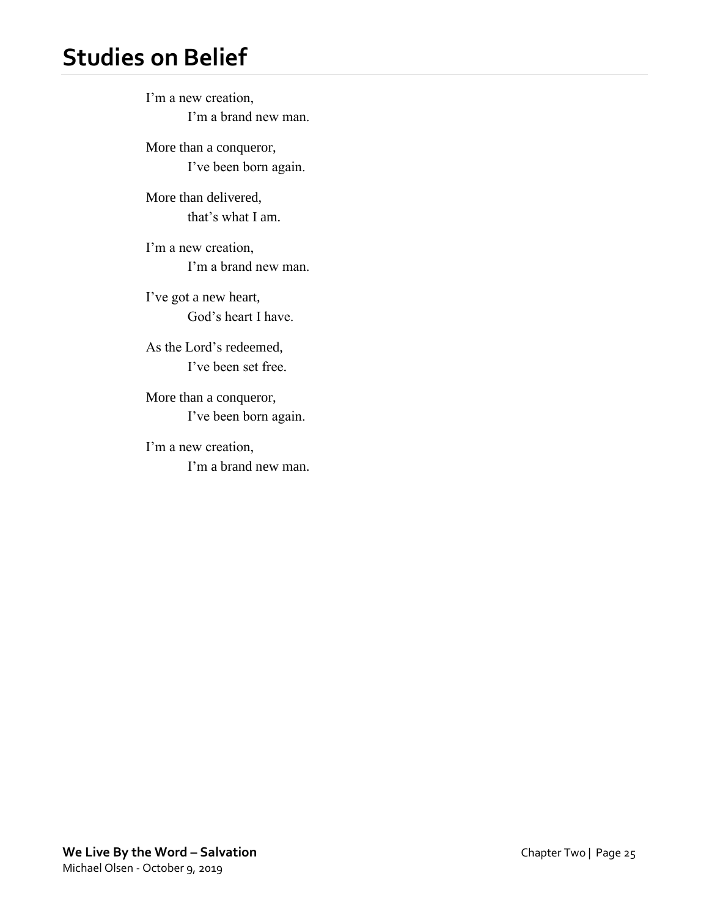I'm a new creation,
I'm a brand new man.

More than a conqueror,
I've been born again.

More than delivered,
that's what I am.

I'm a new creation,
I'm a brand new man.

I've got a new heart,
God's heart I have.

As the Lord's redeemed,
I've been set free.

More than a conqueror,
I've been born again.

I'm a new creation,
I'm a brand new man.